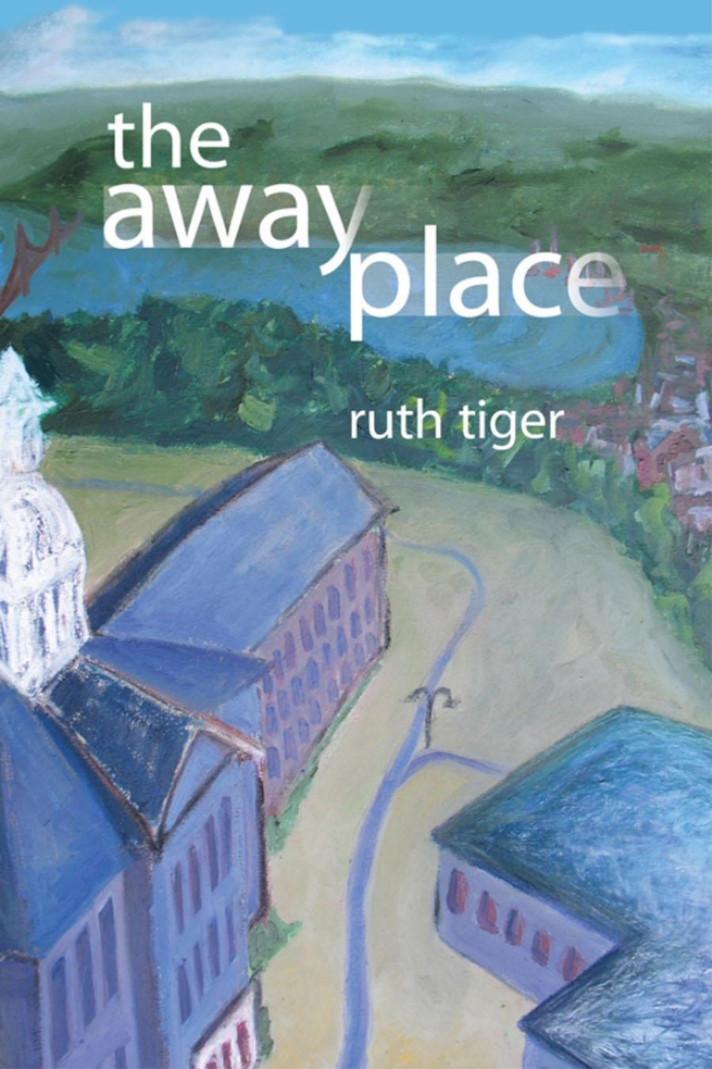# the away place

ruth tiger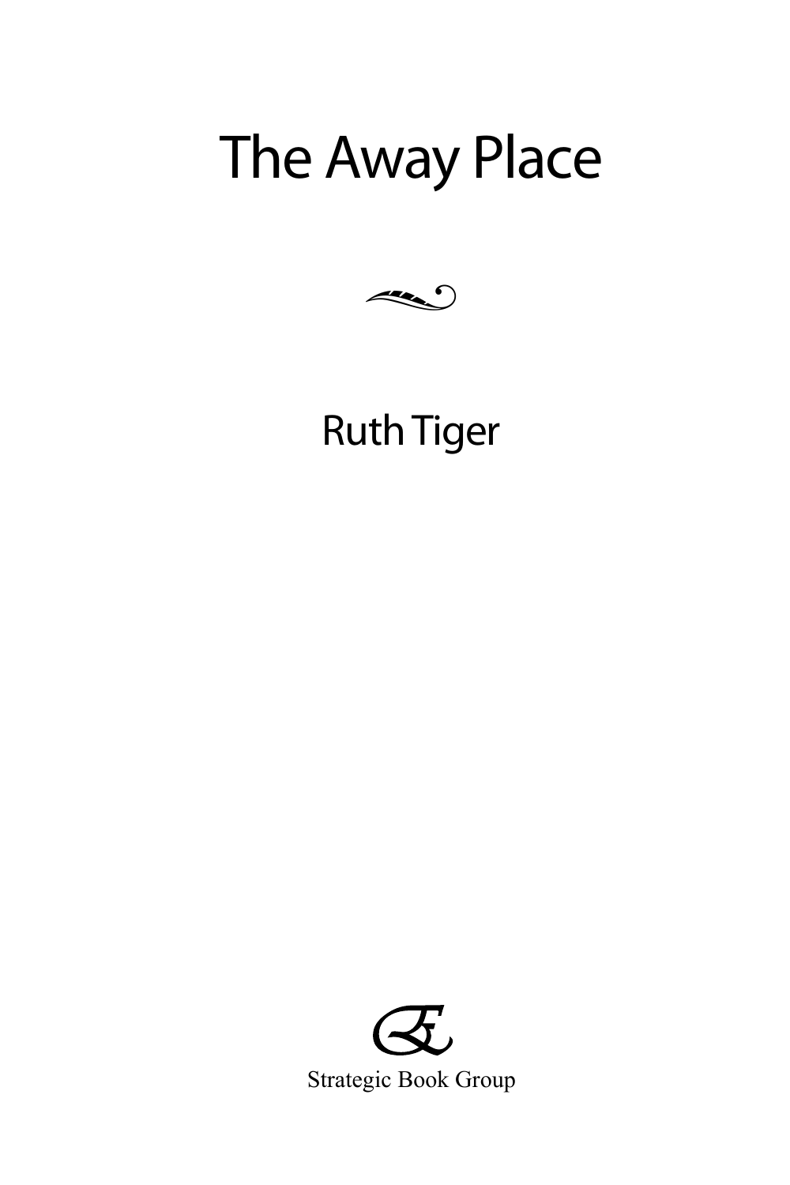# The Away Place

Ruth Tiger

Strategic Book Group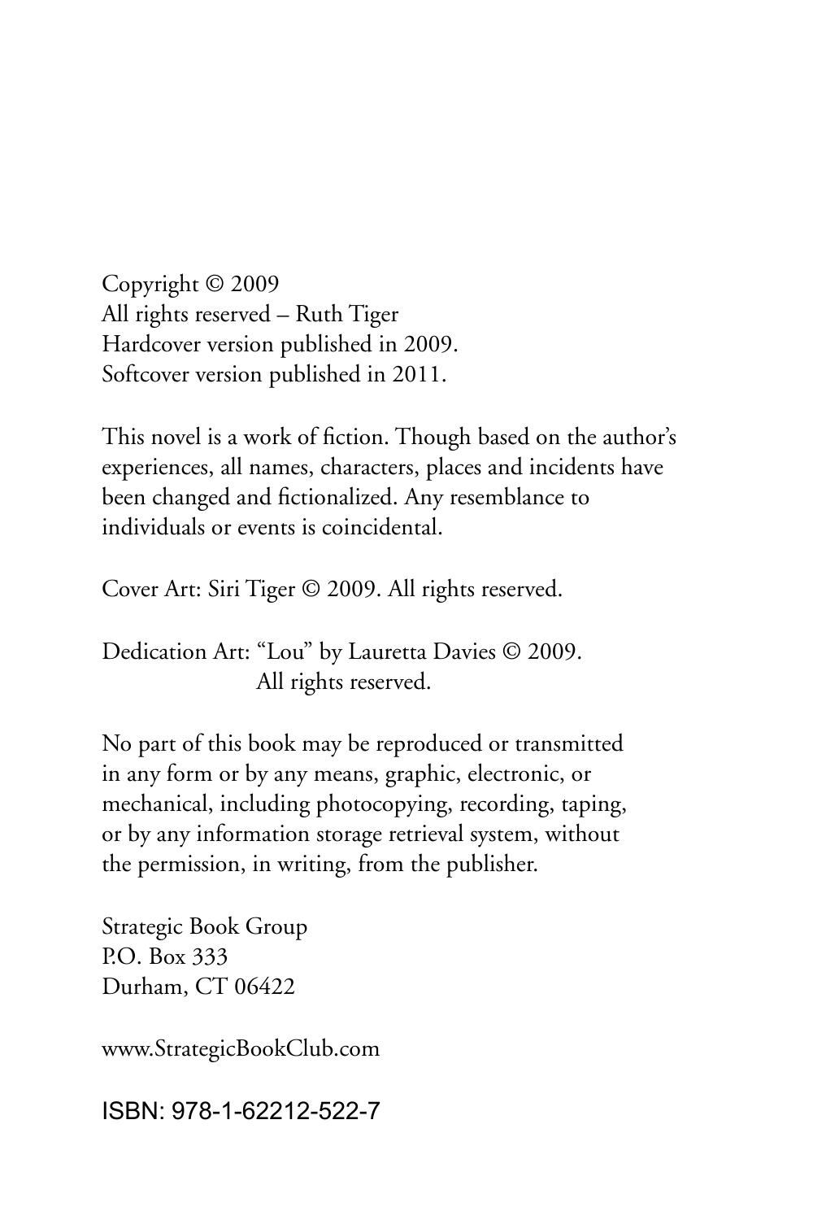Copyright © 2009
All rights reserved – Ruth Tiger
Hardcover version published in 2009.
Softcover version published in 2011.

This novel is a work of fiction. Though based on the author's experiences, all names, characters, places and incidents have been changed and fictionalized. Any resemblance to individuals or events is coincidental.

Cover Art: Siri Tiger © 2009. All rights reserved.

Dedication Art: "Lou" by Lauretta Davies © 2009.
All rights reserved.

No part of this book may be reproduced or transmitted in any form or by any means, graphic, electronic, or mechanical, including photocopying, recording, taping, or by any information storage retrieval system, without the permission, in writing, from the publisher.

Strategic Book Group
P.O. Box 333
Durham, CT 06422

www.StrategicBookClub.com

ISBN: 978-1-62212-522-7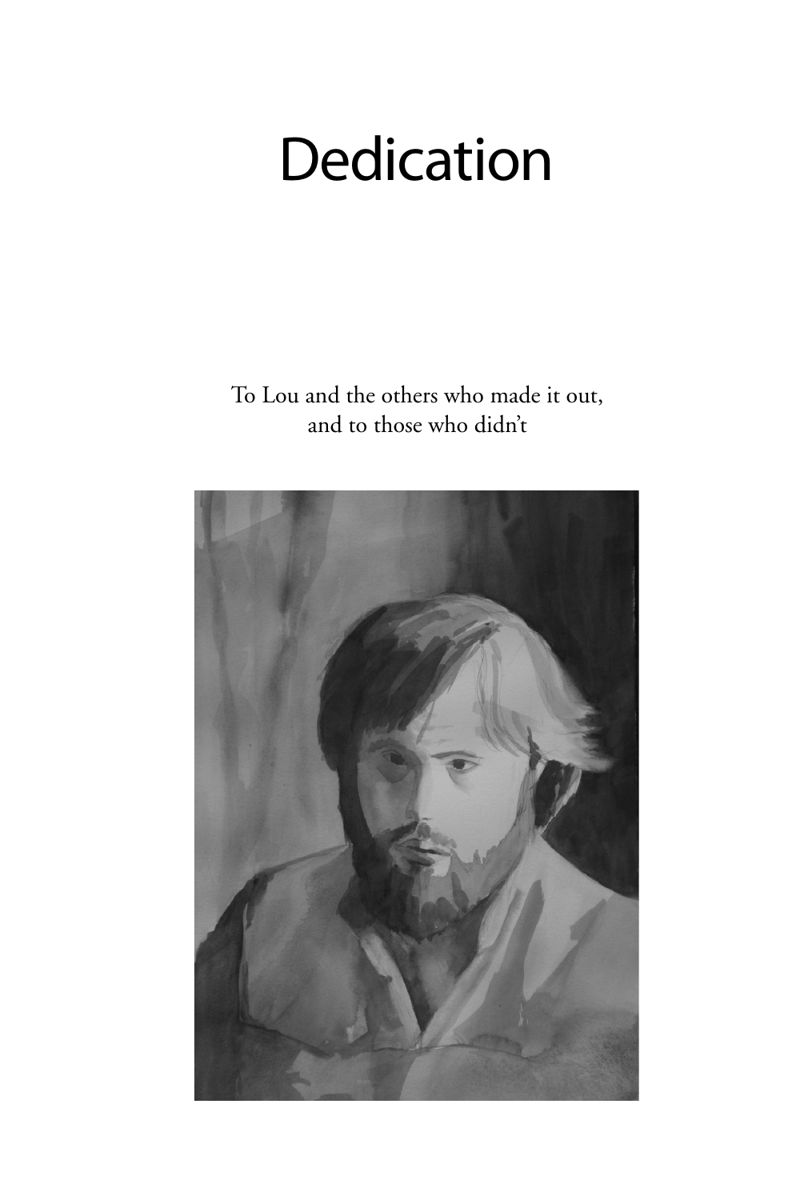# Dedication

To Lou and the others who made it out,
and to those who didn't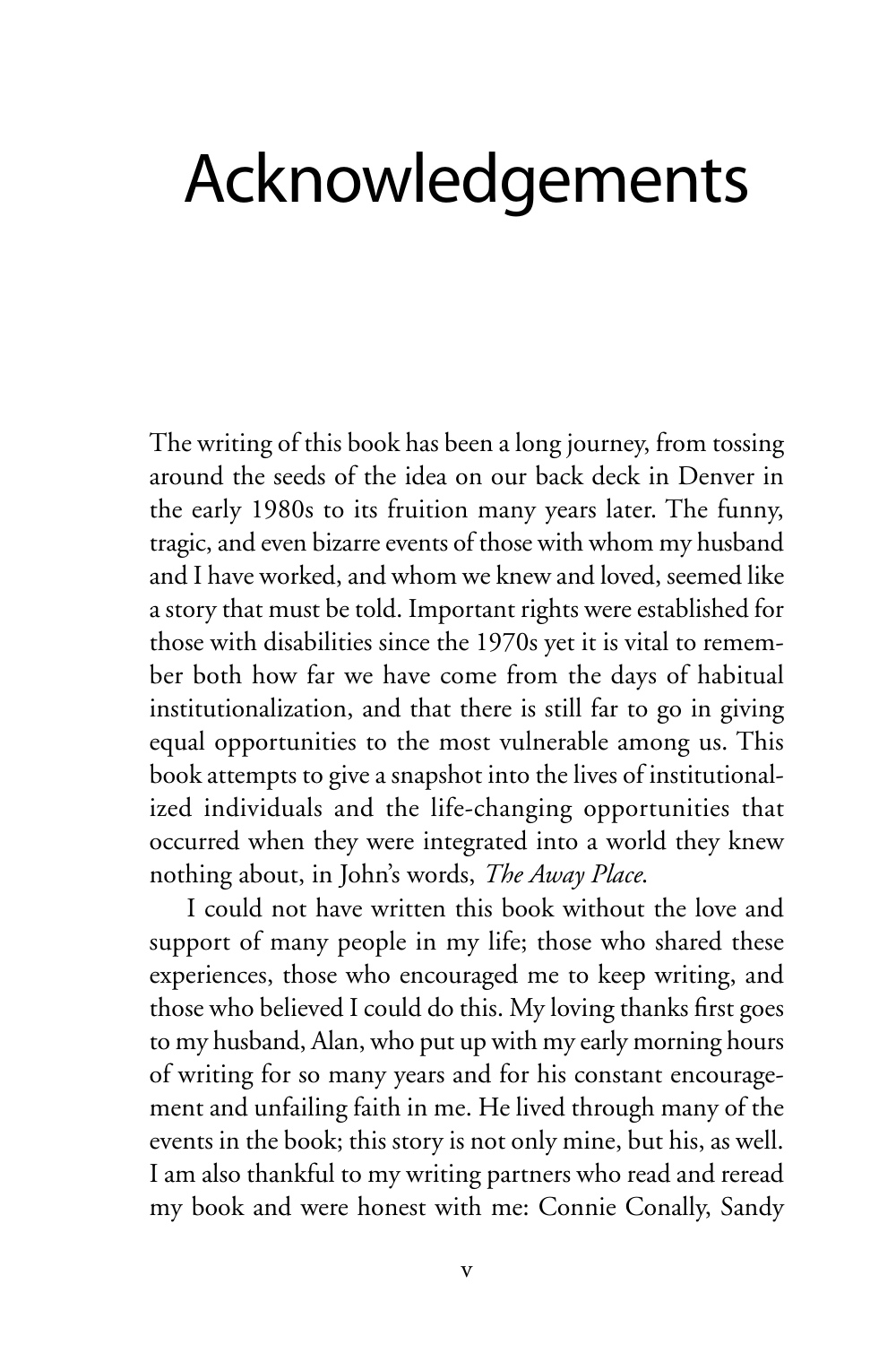# Acknowledgements

The writing of this book has been a long journey, from tossing around the seeds of the idea on our back deck in Denver in the early 1980s to its fruition many years later. The funny, tragic, and even bizarre events of those with whom my husband and I have worked, and whom we knew and loved, seemed like a story that must be told. Important rights were established for those with disabilities since the 1970s yet it is vital to remember both how far we have come from the days of habitual institutionalization, and that there is still far to go in giving equal opportunities to the most vulnerable among us. This book attempts to give a snapshot into the lives of institutionalized individuals and the life-changing opportunities that occurred when they were integrated into a world they knew nothing about, in John's words, *The Away Place*.

I could not have written this book without the love and support of many people in my life; those who shared these experiences, those who encouraged me to keep writing, and those who believed I could do this. My loving thanks first goes to my husband, Alan, who put up with my early morning hours of writing for so many years and for his constant encouragement and unfailing faith in me. He lived through many of the events in the book; this story is not only mine, but his, as well. I am also thankful to my writing partners who read and reread my book and were honest with me: Connie Conally, Sandy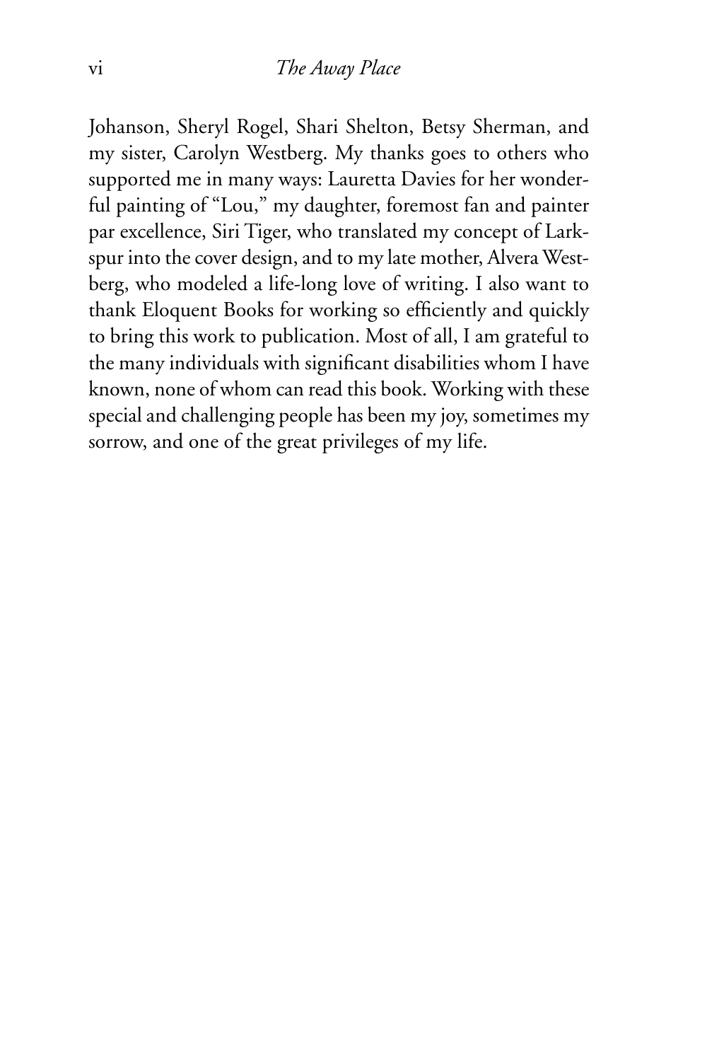Johanson, Sheryl Rogel, Shari Shelton, Betsy Sherman, and my sister, Carolyn Westberg. My thanks goes to others who supported me in many ways: Lauretta Davies for her wonderful painting of "Lou," my daughter, foremost fan and painter par excellence, Siri Tiger, who translated my concept of Larkspur into the cover design, and to my late mother, Alvera Westberg, who modeled a life-long love of writing. I also want to thank Eloquent Books for working so efficiently and quickly to bring this work to publication. Most of all, I am grateful to the many individuals with significant disabilities whom I have known, none of whom can read this book. Working with these special and challenging people has been my joy, sometimes my sorrow, and one of the great privileges of my life.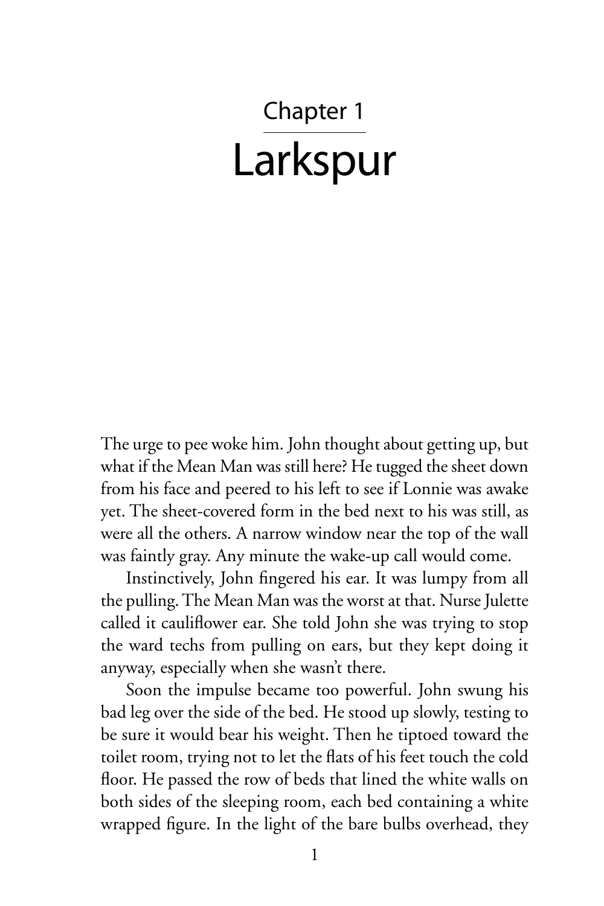# Chapter 1

# Larkspur

The urge to pee woke him. John thought about getting up, but what if the Mean Man was still here? He tugged the sheet down from his face and peered to his left to see if Lonnie was awake yet. The sheet-covered form in the bed next to his was still, as were all the others. A narrow window near the top of the wall was faintly gray. Any minute the wake-up call would come.

Instinctively, John fingered his ear. It was lumpy from all the pulling. The Mean Man was the worst at that. Nurse Julette called it cauliflower ear. She told John she was trying to stop the ward techs from pulling on ears, but they kept doing it anyway, especially when she wasn't there.

Soon the impulse became too powerful. John swung his bad leg over the side of the bed. He stood up slowly, testing to be sure it would bear his weight. Then he tiptoed toward the toilet room, trying not to let the flats of his feet touch the cold floor. He passed the row of beds that lined the white walls on both sides of the sleeping room, each bed containing a white wrapped figure. In the light of the bare bulbs overhead, they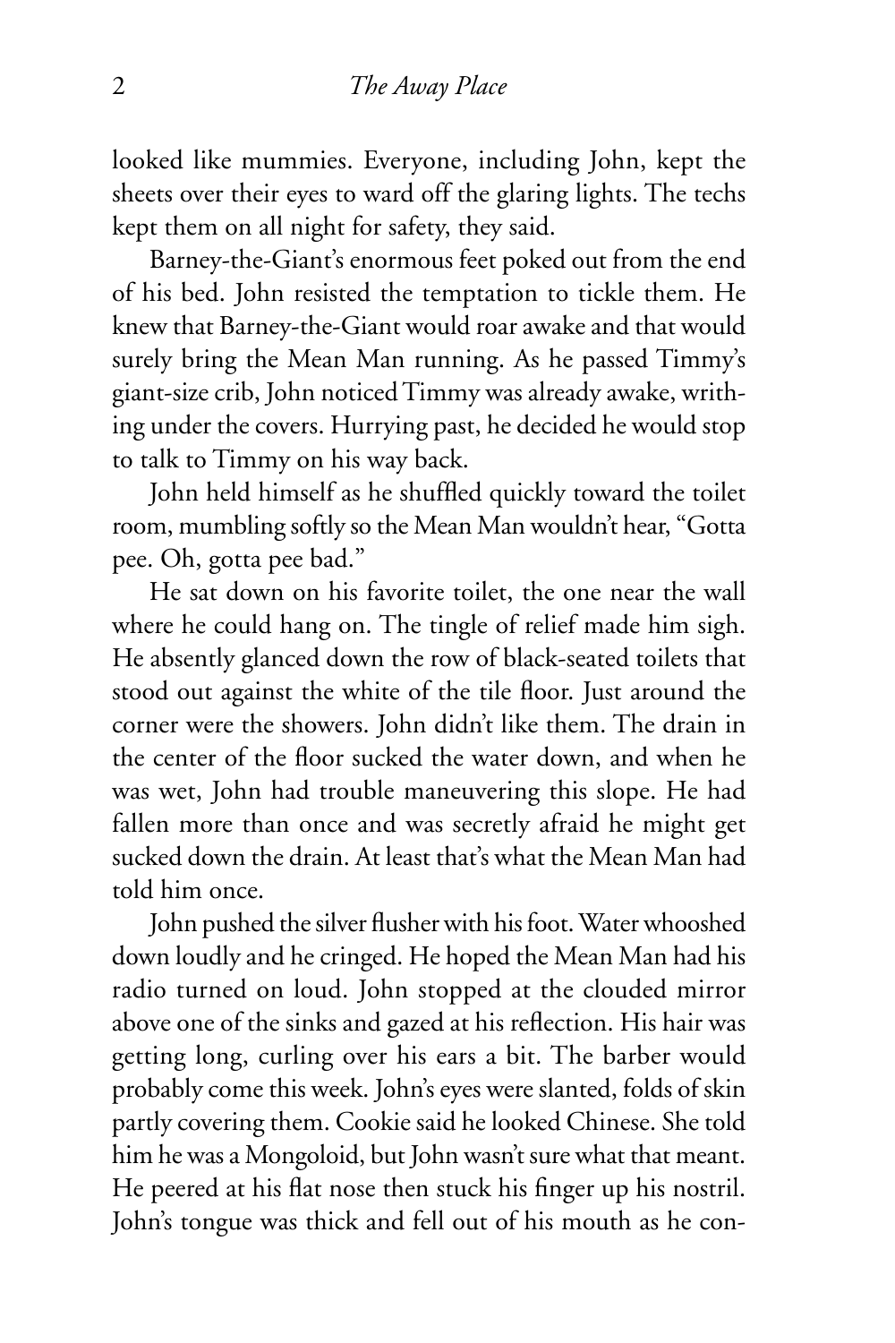looked like mummies. Everyone, including John, kept the sheets over their eyes to ward off the glaring lights. The techs kept them on all night for safety, they said.

Barney-the-Giant's enormous feet poked out from the end of his bed. John resisted the temptation to tickle them. He knew that Barney-the-Giant would roar awake and that would surely bring the Mean Man running. As he passed Timmy's giant-size crib, John noticed Timmy was already awake, writhing under the covers. Hurrying past, he decided he would stop to talk to Timmy on his way back.

John held himself as he shuffled quickly toward the toilet room, mumbling softly so the Mean Man wouldn't hear, "Gotta pee. Oh, gotta pee bad."

He sat down on his favorite toilet, the one near the wall where he could hang on. The tingle of relief made him sigh. He absently glanced down the row of black-seated toilets that stood out against the white of the tile floor. Just around the corner were the showers. John didn't like them. The drain in the center of the floor sucked the water down, and when he was wet, John had trouble maneuvering this slope. He had fallen more than once and was secretly afraid he might get sucked down the drain. At least that's what the Mean Man had told him once.

John pushed the silver flusher with his foot. Water whooshed down loudly and he cringed. He hoped the Mean Man had his radio turned on loud. John stopped at the clouded mirror above one of the sinks and gazed at his reflection. His hair was getting long, curling over his ears a bit. The barber would probably come this week. John's eyes were slanted, folds of skin partly covering them. Cookie said he looked Chinese. She told him he was a Mongoloid, but John wasn't sure what that meant. He peered at his flat nose then stuck his finger up his nostril. John's tongue was thick and fell out of his mouth as he con-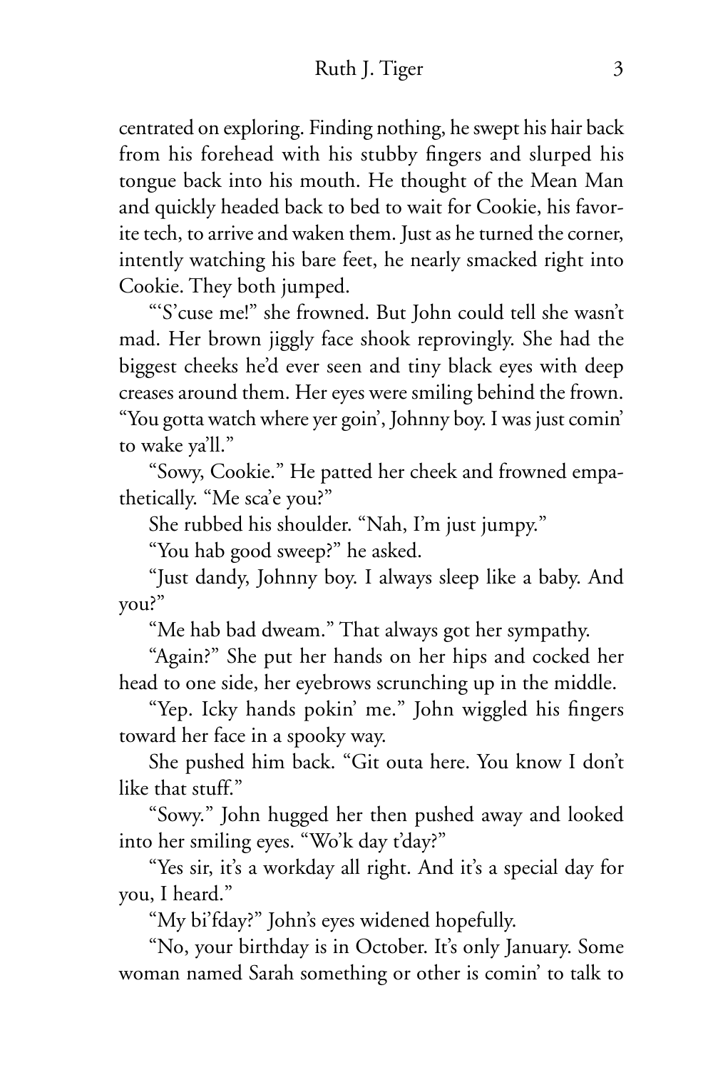centrated on exploring. Finding nothing, he swept his hair back from his forehead with his stubby fingers and slurped his tongue back into his mouth. He thought of the Mean Man and quickly headed back to bed to wait for Cookie, his favorite tech, to arrive and waken them. Just as he turned the corner, intently watching his bare feet, he nearly smacked right into Cookie. They both jumped.

"'S'cuse me!" she frowned. But John could tell she wasn't mad. Her brown jiggly face shook reprovingly. She had the biggest cheeks he'd ever seen and tiny black eyes with deep creases around them. Her eyes were smiling behind the frown. "You gotta watch where yer goin', Johnny boy. I was just comin' to wake ya'll."

"Sowy, Cookie." He patted her cheek and frowned empathetically. "Me sca'e you?"

She rubbed his shoulder. "Nah, I'm just jumpy."

"You hab good sweep?" he asked.

"Just dandy, Johnny boy. I always sleep like a baby. And you?"

"Me hab bad dweam." That always got her sympathy.

"Again?" She put her hands on her hips and cocked her head to one side, her eyebrows scrunching up in the middle.

"Yep. Icky hands pokin' me." John wiggled his fingers toward her face in a spooky way.

She pushed him back. "Git outa here. You know I don't like that stuff."

"Sowy." John hugged her then pushed away and looked into her smiling eyes. "Wo'k day t'day?"

"Yes sir, it's a workday all right. And it's a special day for you, I heard."

"My bi'fday?" John's eyes widened hopefully.

"No, your birthday is in October. It's only January. Some woman named Sarah something or other is comin' to talk to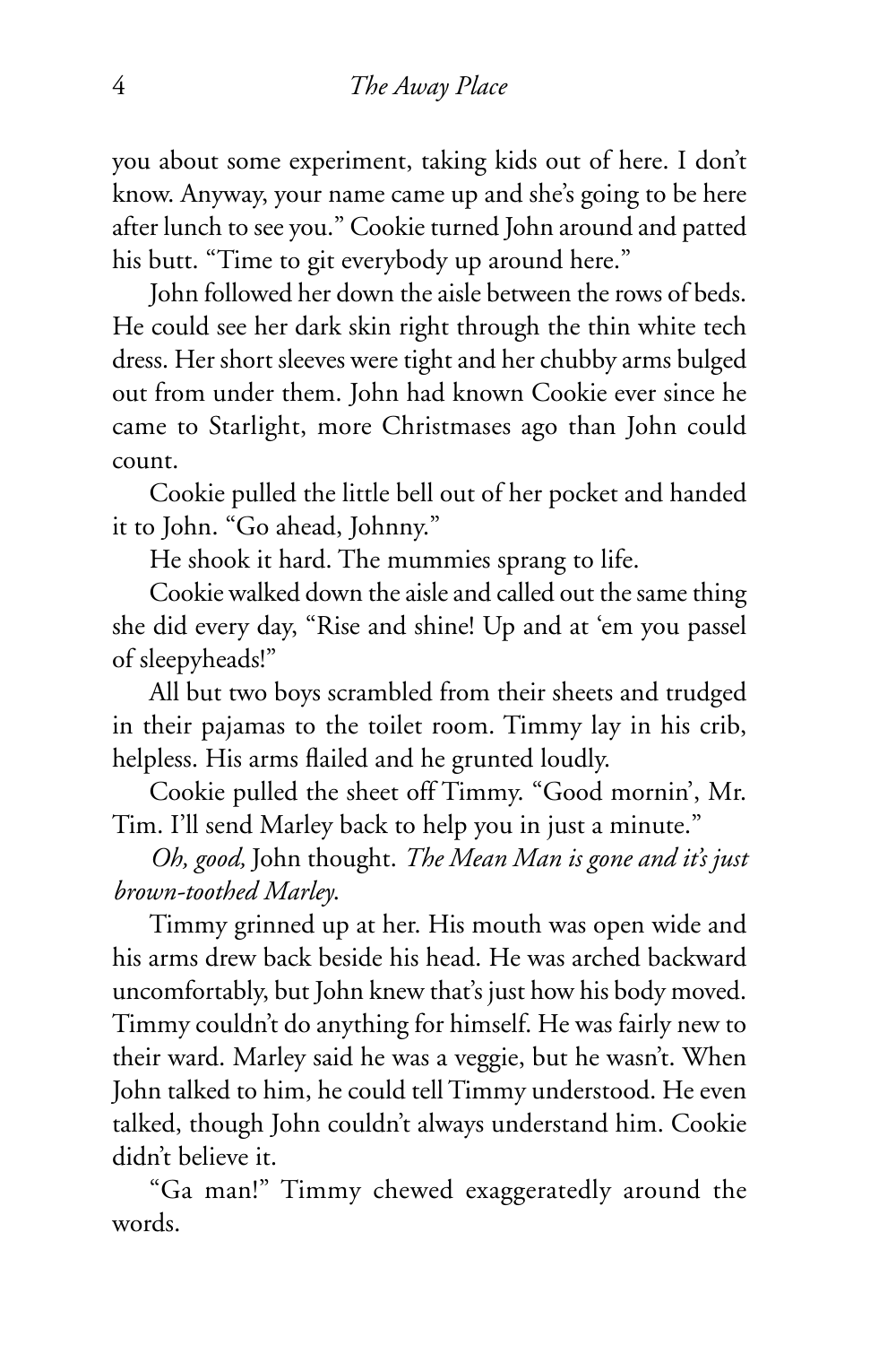you about some experiment, taking kids out of here. I don't know. Anyway, your name came up and she's going to be here after lunch to see you." Cookie turned John around and patted his butt. "Time to git everybody up around here."

John followed her down the aisle between the rows of beds. He could see her dark skin right through the thin white tech dress. Her short sleeves were tight and her chubby arms bulged out from under them. John had known Cookie ever since he came to Starlight, more Christmases ago than John could count.

Cookie pulled the little bell out of her pocket and handed it to John. "Go ahead, Johnny."

He shook it hard. The mummies sprang to life.

Cookie walked down the aisle and called out the same thing she did every day, "Rise and shine! Up and at 'em you passel of sleepyheads!"

All but two boys scrambled from their sheets and trudged in their pajamas to the toilet room. Timmy lay in his crib, helpless. His arms flailed and he grunted loudly.

Cookie pulled the sheet off Timmy. "Good mornin', Mr. Tim. I'll send Marley back to help you in just a minute."

*Oh, good,* John thought. *The Mean Man is gone and it's just brown-toothed Marley.*

Timmy grinned up at her. His mouth was open wide and his arms drew back beside his head. He was arched backward uncomfortably, but John knew that's just how his body moved. Timmy couldn't do anything for himself. He was fairly new to their ward. Marley said he was a veggie, but he wasn't. When John talked to him, he could tell Timmy understood. He even talked, though John couldn't always understand him. Cookie didn't believe it.

"Ga man!" Timmy chewed exaggeratedly around the words.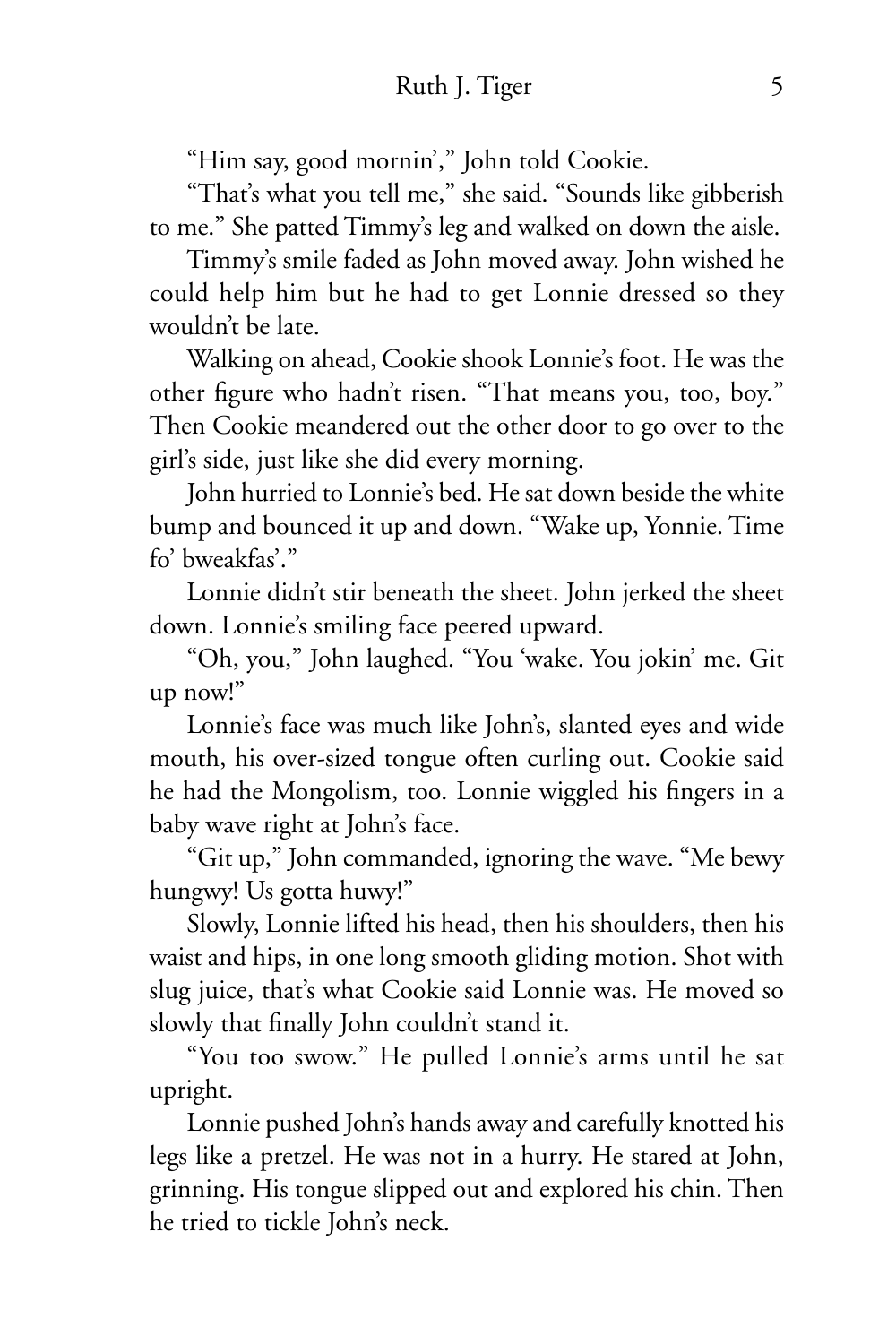"Him say, good mornin'," John told Cookie.

"That's what you tell me," she said. "Sounds like gibberish to me." She patted Timmy's leg and walked on down the aisle.

Timmy's smile faded as John moved away. John wished he could help him but he had to get Lonnie dressed so they wouldn't be late.

Walking on ahead, Cookie shook Lonnie's foot. He was the other figure who hadn't risen. "That means you, too, boy." Then Cookie meandered out the other door to go over to the girl's side, just like she did every morning.

John hurried to Lonnie's bed. He sat down beside the white bump and bounced it up and down. "Wake up, Yonnie. Time fo' bweakfas'."

Lonnie didn't stir beneath the sheet. John jerked the sheet down. Lonnie's smiling face peered upward.

"Oh, you," John laughed. "You 'wake. You jokin' me. Git up now!"

Lonnie's face was much like John's, slanted eyes and wide mouth, his over-sized tongue often curling out. Cookie said he had the Mongolism, too. Lonnie wiggled his fingers in a baby wave right at John's face.

"Git up," John commanded, ignoring the wave. "Me bewy hungwy! Us gotta huwy!"

Slowly, Lonnie lifted his head, then his shoulders, then his waist and hips, in one long smooth gliding motion. Shot with slug juice, that's what Cookie said Lonnie was. He moved so slowly that finally John couldn't stand it.

"You too swow." He pulled Lonnie's arms until he sat upright.

Lonnie pushed John's hands away and carefully knotted his legs like a pretzel. He was not in a hurry. He stared at John, grinning. His tongue slipped out and explored his chin. Then he tried to tickle John's neck.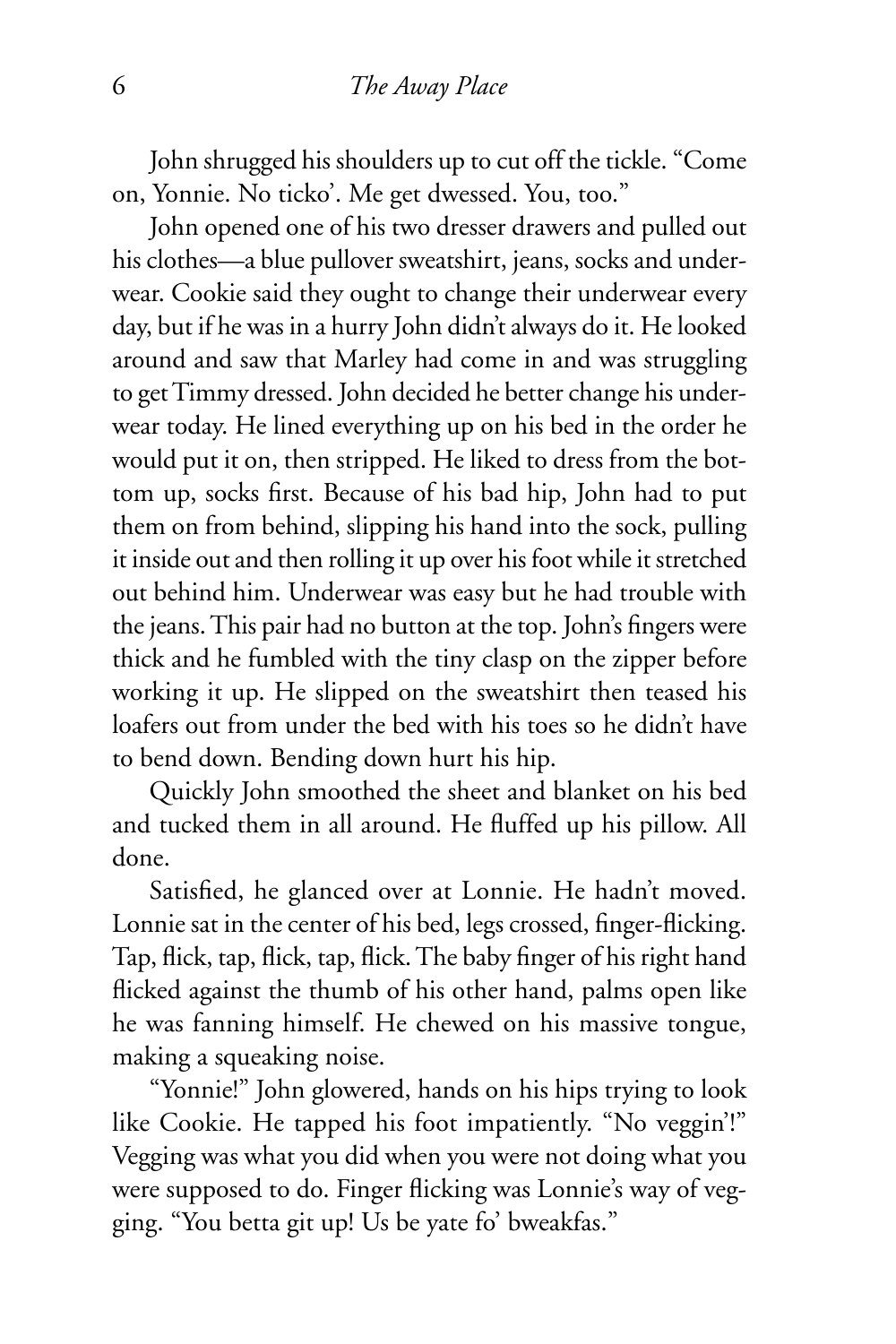John shrugged his shoulders up to cut off the tickle. "Come on, Yonnie. No ticko'. Me get dwessed. You, too."

John opened one of his two dresser drawers and pulled out his clothes—a blue pullover sweatshirt, jeans, socks and underwear. Cookie said they ought to change their underwear every day, but if he was in a hurry John didn't always do it. He looked around and saw that Marley had come in and was struggling to get Timmy dressed. John decided he better change his underwear today. He lined everything up on his bed in the order he would put it on, then stripped. He liked to dress from the bottom up, socks first. Because of his bad hip, John had to put them on from behind, slipping his hand into the sock, pulling it inside out and then rolling it up over his foot while it stretched out behind him. Underwear was easy but he had trouble with the jeans. This pair had no button at the top. John's fingers were thick and he fumbled with the tiny clasp on the zipper before working it up. He slipped on the sweatshirt then teased his loafers out from under the bed with his toes so he didn't have to bend down. Bending down hurt his hip.

Quickly John smoothed the sheet and blanket on his bed and tucked them in all around. He fluffed up his pillow. All done.

Satisfied, he glanced over at Lonnie. He hadn't moved. Lonnie sat in the center of his bed, legs crossed, finger-flicking. Tap, flick, tap, flick, tap, flick. The baby finger of his right hand flicked against the thumb of his other hand, palms open like he was fanning himself. He chewed on his massive tongue, making a squeaking noise.

"Yonnie!" John glowered, hands on his hips trying to look like Cookie. He tapped his foot impatiently. "No veggin'!" Vegging was what you did when you were not doing what you were supposed to do. Finger flicking was Lonnie's way of vegging. "You betta git up! Us be yate fo' bweakfas."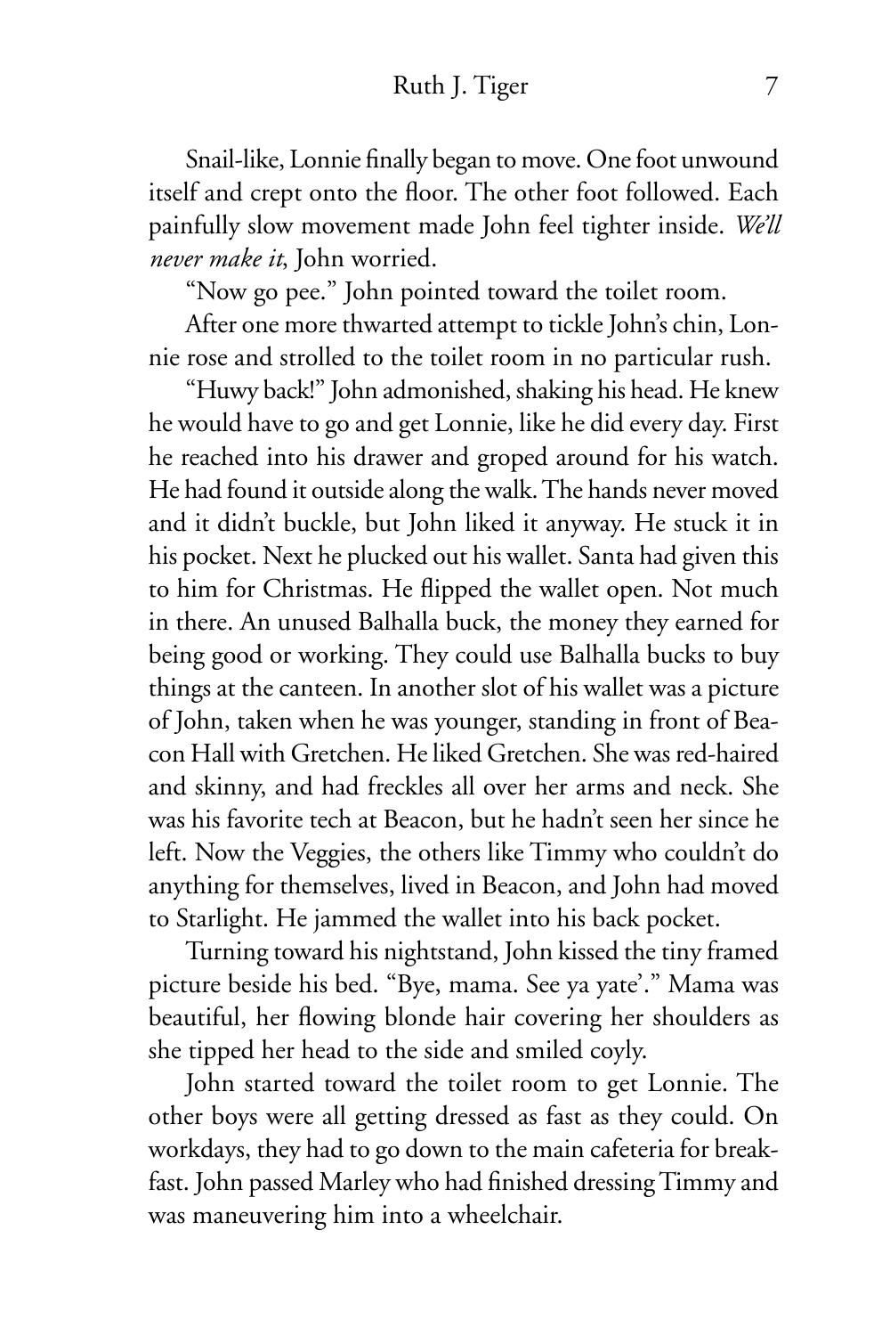Snail-like, Lonnie finally began to move. One foot unwound itself and crept onto the floor. The other foot followed. Each painfully slow movement made John feel tighter inside. *We'll never make it*, John worried.

"Now go pee." John pointed toward the toilet room.

After one more thwarted attempt to tickle John's chin, Lonnie rose and strolled to the toilet room in no particular rush.

"Huwy back!" John admonished, shaking his head. He knew he would have to go and get Lonnie, like he did every day. First he reached into his drawer and groped around for his watch. He had found it outside along the walk. The hands never moved and it didn't buckle, but John liked it anyway. He stuck it in his pocket. Next he plucked out his wallet. Santa had given this to him for Christmas. He flipped the wallet open. Not much in there. An unused Balhalla buck, the money they earned for being good or working. They could use Balhalla bucks to buy things at the canteen. In another slot of his wallet was a picture of John, taken when he was younger, standing in front of Beacon Hall with Gretchen. He liked Gretchen. She was red-haired and skinny, and had freckles all over her arms and neck. She was his favorite tech at Beacon, but he hadn't seen her since he left. Now the Veggies, the others like Timmy who couldn't do anything for themselves, lived in Beacon, and John had moved to Starlight. He jammed the wallet into his back pocket.

Turning toward his nightstand, John kissed the tiny framed picture beside his bed. "Bye, mama. See ya yate'." Mama was beautiful, her flowing blonde hair covering her shoulders as she tipped her head to the side and smiled coyly.

John started toward the toilet room to get Lonnie. The other boys were all getting dressed as fast as they could. On workdays, they had to go down to the main cafeteria for breakfast. John passed Marley who had finished dressing Timmy and was maneuvering him into a wheelchair.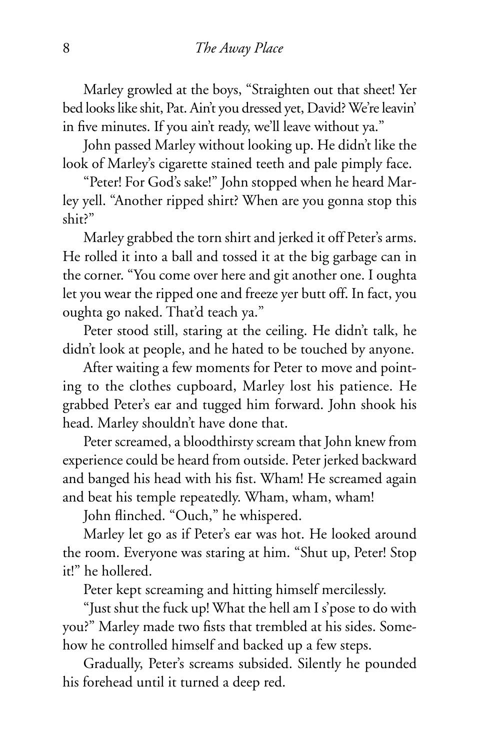Marley growled at the boys, "Straighten out that sheet! Yer bed looks like shit, Pat. Ain't you dressed yet, David? We're leavin' in five minutes. If you ain't ready, we'll leave without ya."

John passed Marley without looking up. He didn't like the look of Marley's cigarette stained teeth and pale pimply face.

"Peter! For God's sake!" John stopped when he heard Marley yell. "Another ripped shirt? When are you gonna stop this shit?"

Marley grabbed the torn shirt and jerked it off Peter's arms. He rolled it into a ball and tossed it at the big garbage can in the corner. "You come over here and git another one. I oughta let you wear the ripped one and freeze yer butt off. In fact, you oughta go naked. That'd teach ya."

Peter stood still, staring at the ceiling. He didn't talk, he didn't look at people, and he hated to be touched by anyone.

After waiting a few moments for Peter to move and pointing to the clothes cupboard, Marley lost his patience. He grabbed Peter's ear and tugged him forward. John shook his head. Marley shouldn't have done that.

Peter screamed, a bloodthirsty scream that John knew from experience could be heard from outside. Peter jerked backward and banged his head with his fist. Wham! He screamed again and beat his temple repeatedly. Wham, wham, wham!

John flinched. "Ouch," he whispered.

Marley let go as if Peter's ear was hot. He looked around the room. Everyone was staring at him. "Shut up, Peter! Stop it!" he hollered.

Peter kept screaming and hitting himself mercilessly.

"Just shut the fuck up! What the hell am I s'pose to do with you?" Marley made two fists that trembled at his sides. Somehow he controlled himself and backed up a few steps.

Gradually, Peter's screams subsided. Silently he pounded his forehead until it turned a deep red.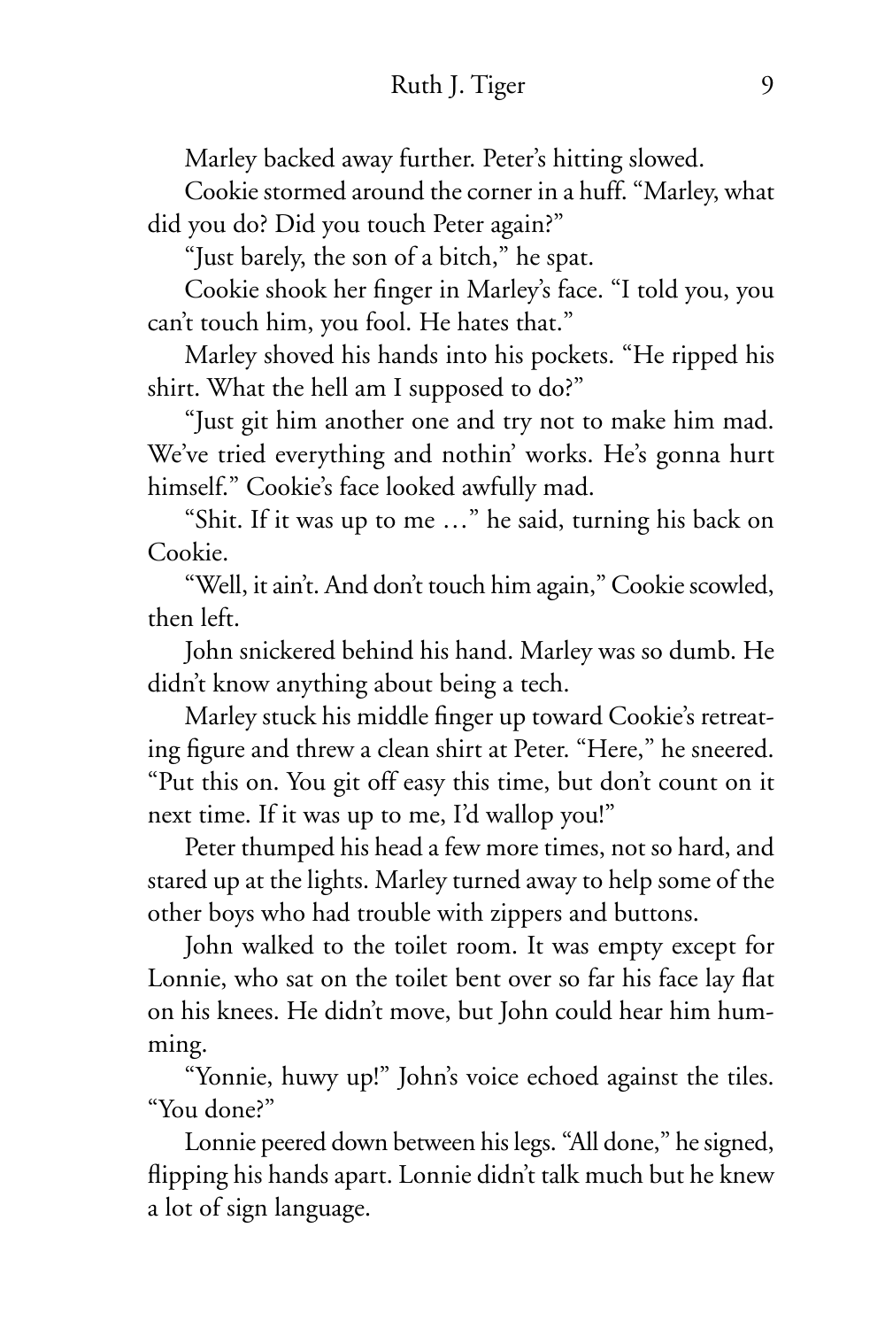Marley backed away further. Peter's hitting slowed.

Cookie stormed around the corner in a huff. "Marley, what did you do? Did you touch Peter again?"

"Just barely, the son of a bitch," he spat.

Cookie shook her finger in Marley's face. "I told you, you can't touch him, you fool. He hates that."

Marley shoved his hands into his pockets. "He ripped his shirt. What the hell am I supposed to do?"

"Just git him another one and try not to make him mad. We've tried everything and nothin' works. He's gonna hurt himself." Cookie's face looked awfully mad.

"Shit. If it was up to me …" he said, turning his back on Cookie.

"Well, it ain't. And don't touch him again," Cookie scowled, then left.

John snickered behind his hand. Marley was so dumb. He didn't know anything about being a tech.

Marley stuck his middle finger up toward Cookie's retreating figure and threw a clean shirt at Peter. "Here," he sneered. "Put this on. You git off easy this time, but don't count on it next time. If it was up to me, I'd wallop you!"

Peter thumped his head a few more times, not so hard, and stared up at the lights. Marley turned away to help some of the other boys who had trouble with zippers and buttons.

John walked to the toilet room. It was empty except for Lonnie, who sat on the toilet bent over so far his face lay flat on his knees. He didn't move, but John could hear him humming.

"Yonnie, huwy up!" John's voice echoed against the tiles. "You done?"

Lonnie peered down between his legs. "All done," he signed, flipping his hands apart. Lonnie didn't talk much but he knew a lot of sign language.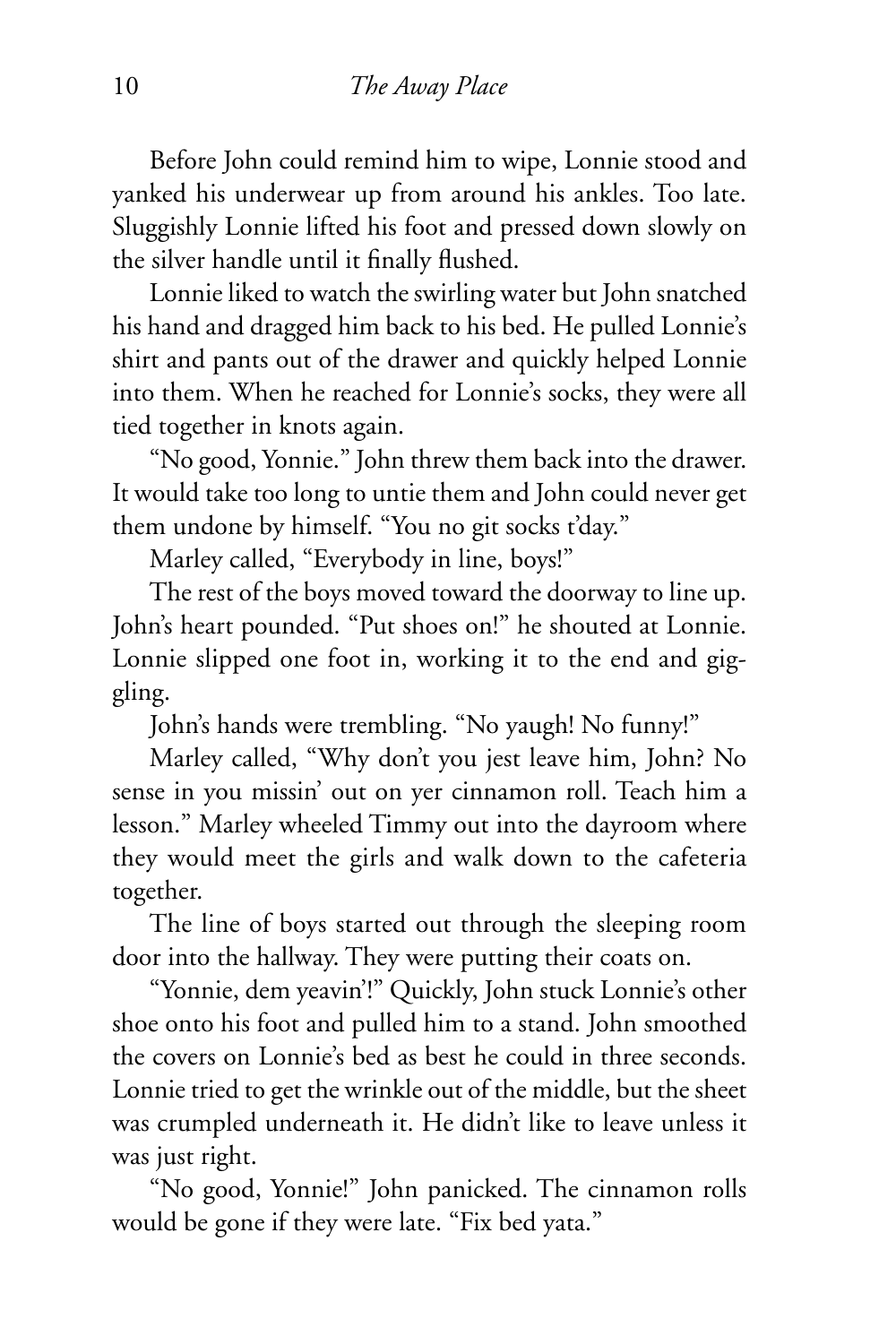Before John could remind him to wipe, Lonnie stood and yanked his underwear up from around his ankles. Too late. Sluggishly Lonnie lifted his foot and pressed down slowly on the silver handle until it finally flushed.

Lonnie liked to watch the swirling water but John snatched his hand and dragged him back to his bed. He pulled Lonnie's shirt and pants out of the drawer and quickly helped Lonnie into them. When he reached for Lonnie's socks, they were all tied together in knots again.

"No good, Yonnie." John threw them back into the drawer. It would take too long to untie them and John could never get them undone by himself. "You no git socks t'day."

Marley called, "Everybody in line, boys!"

The rest of the boys moved toward the doorway to line up. John's heart pounded. "Put shoes on!" he shouted at Lonnie. Lonnie slipped one foot in, working it to the end and giggling.

John's hands were trembling. "No yaugh! No funny!"

Marley called, "Why don't you jest leave him, John? No sense in you missin' out on yer cinnamon roll. Teach him a lesson." Marley wheeled Timmy out into the dayroom where they would meet the girls and walk down to the cafeteria together.

The line of boys started out through the sleeping room door into the hallway. They were putting their coats on.

"Yonnie, dem yeavin'!" Quickly, John stuck Lonnie's other shoe onto his foot and pulled him to a stand. John smoothed the covers on Lonnie's bed as best he could in three seconds. Lonnie tried to get the wrinkle out of the middle, but the sheet was crumpled underneath it. He didn't like to leave unless it was just right.

"No good, Yonnie!" John panicked. The cinnamon rolls would be gone if they were late. "Fix bed yata."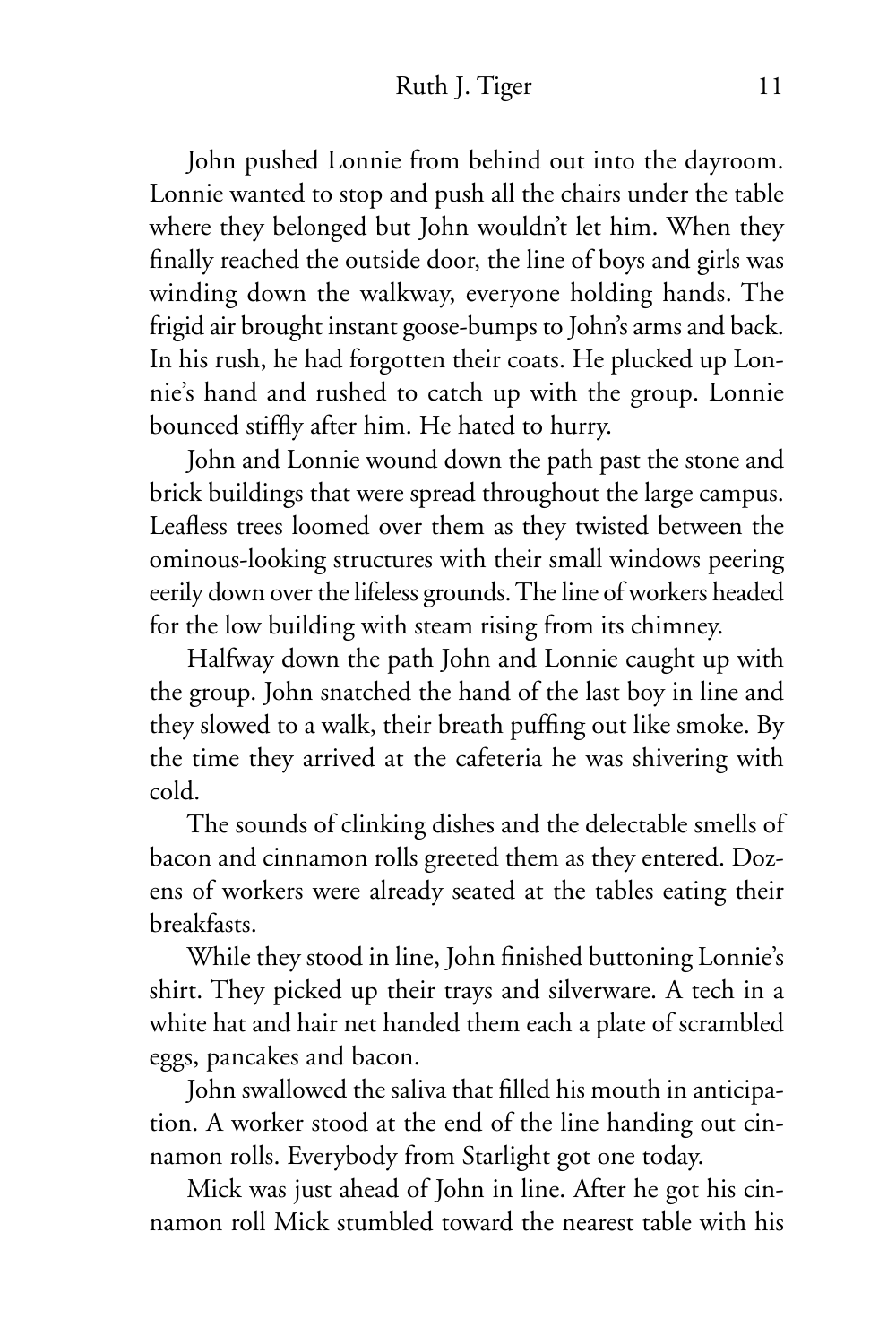John pushed Lonnie from behind out into the dayroom. Lonnie wanted to stop and push all the chairs under the table where they belonged but John wouldn't let him. When they finally reached the outside door, the line of boys and girls was winding down the walkway, everyone holding hands. The frigid air brought instant goose-bumps to John's arms and back. In his rush, he had forgotten their coats. He plucked up Lonnie's hand and rushed to catch up with the group. Lonnie bounced stiffly after him. He hated to hurry.

John and Lonnie wound down the path past the stone and brick buildings that were spread throughout the large campus. Leafless trees loomed over them as they twisted between the ominous-looking structures with their small windows peering eerily down over the lifeless grounds. The line of workers headed for the low building with steam rising from its chimney.

Halfway down the path John and Lonnie caught up with the group. John snatched the hand of the last boy in line and they slowed to a walk, their breath puffing out like smoke. By the time they arrived at the cafeteria he was shivering with cold.

The sounds of clinking dishes and the delectable smells of bacon and cinnamon rolls greeted them as they entered. Dozens of workers were already seated at the tables eating their breakfasts.

While they stood in line, John finished buttoning Lonnie's shirt. They picked up their trays and silverware. A tech in a white hat and hair net handed them each a plate of scrambled eggs, pancakes and bacon.

John swallowed the saliva that filled his mouth in anticipation. A worker stood at the end of the line handing out cinnamon rolls. Everybody from Starlight got one today.

Mick was just ahead of John in line. After he got his cinnamon roll Mick stumbled toward the nearest table with his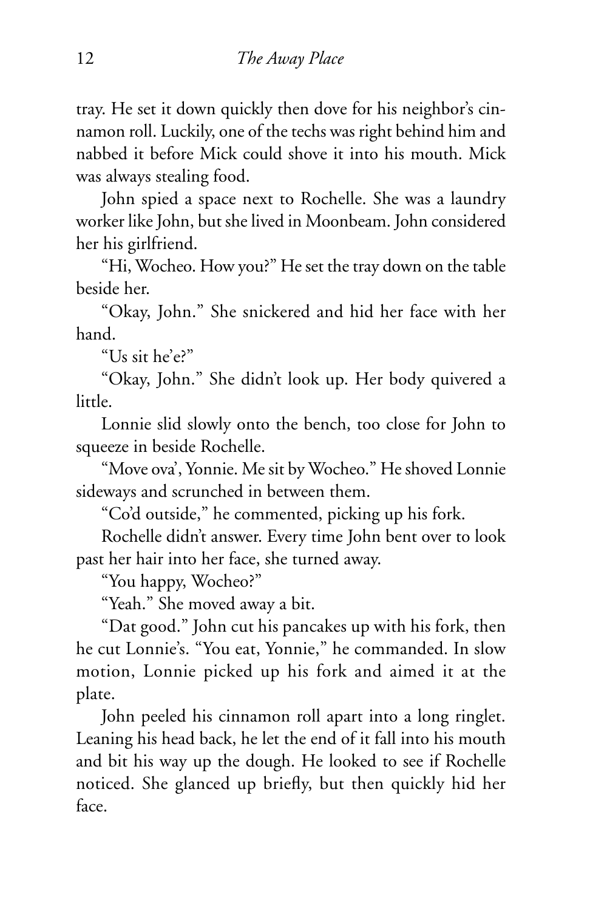tray. He set it down quickly then dove for his neighbor's cinnamon roll. Luckily, one of the techs was right behind him and nabbed it before Mick could shove it into his mouth. Mick was always stealing food.

John spied a space next to Rochelle. She was a laundry worker like John, but she lived in Moonbeam. John considered her his girlfriend.

"Hi, Wocheo. How you?" He set the tray down on the table beside her.

"Okay, John." She snickered and hid her face with her hand.

"Us sit he'e?"

"Okay, John." She didn't look up. Her body quivered a little.

Lonnie slid slowly onto the bench, too close for John to squeeze in beside Rochelle.

"Move ova', Yonnie. Me sit by Wocheo." He shoved Lonnie sideways and scrunched in between them.

"Co'd outside," he commented, picking up his fork.

Rochelle didn't answer. Every time John bent over to look past her hair into her face, she turned away.

"You happy, Wocheo?"

"Yeah." She moved away a bit.

"Dat good." John cut his pancakes up with his fork, then he cut Lonnie's. "You eat, Yonnie," he commanded. In slow motion, Lonnie picked up his fork and aimed it at the plate.

John peeled his cinnamon roll apart into a long ringlet. Leaning his head back, he let the end of it fall into his mouth and bit his way up the dough. He looked to see if Rochelle noticed. She glanced up briefly, but then quickly hid her face.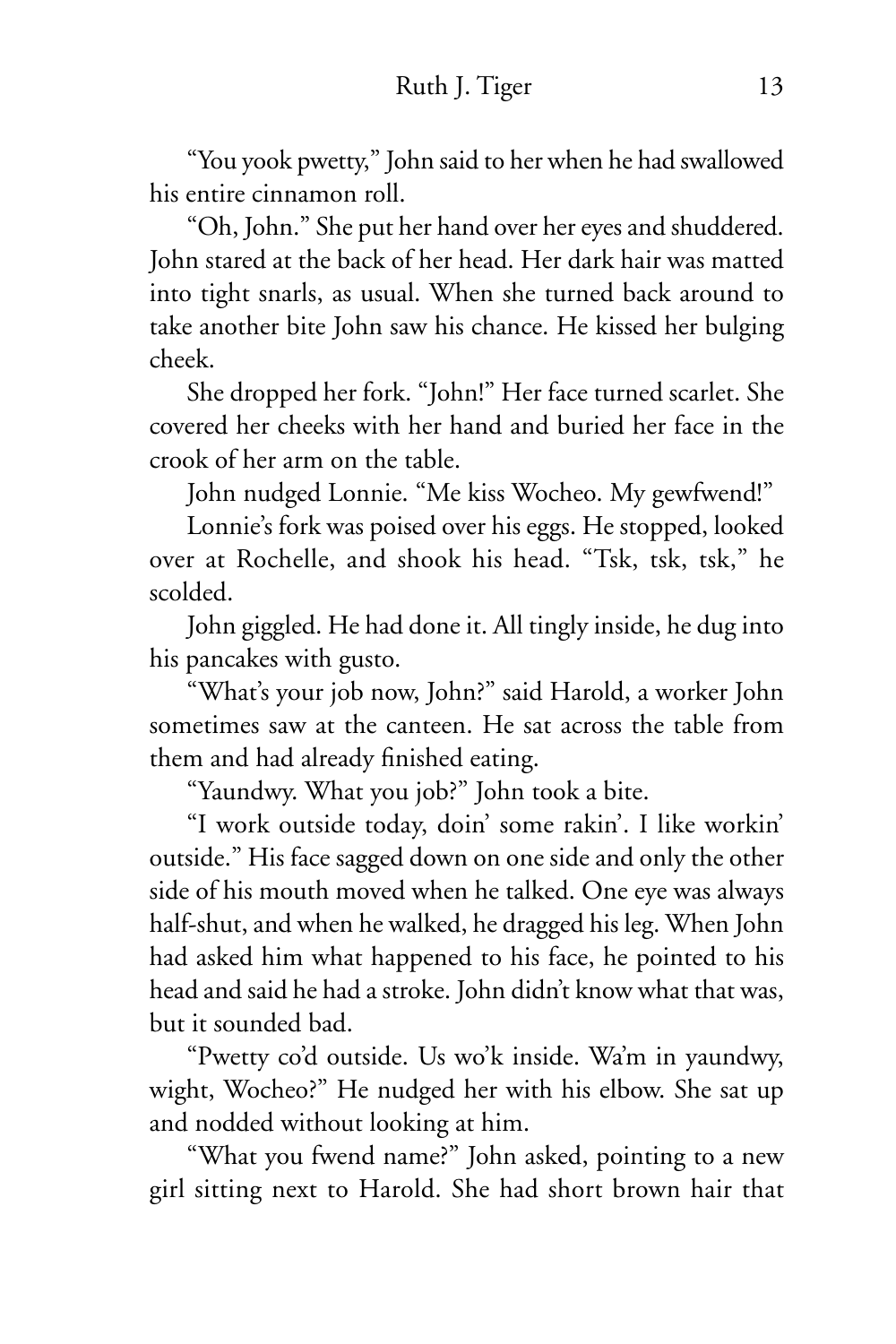"You yook pwetty," John said to her when he had swallowed his entire cinnamon roll.

"Oh, John." She put her hand over her eyes and shuddered. John stared at the back of her head. Her dark hair was matted into tight snarls, as usual. When she turned back around to take another bite John saw his chance. He kissed her bulging cheek.

She dropped her fork. "John!" Her face turned scarlet. She covered her cheeks with her hand and buried her face in the crook of her arm on the table.

John nudged Lonnie. "Me kiss Wocheo. My gewfwend!"

Lonnie's fork was poised over his eggs. He stopped, looked over at Rochelle, and shook his head. "Tsk, tsk, tsk," he scolded.

John giggled. He had done it. All tingly inside, he dug into his pancakes with gusto.

"What's your job now, John?" said Harold, a worker John sometimes saw at the canteen. He sat across the table from them and had already finished eating.

"Yaundwy. What you job?" John took a bite.

"I work outside today, doin' some rakin'. I like workin' outside." His face sagged down on one side and only the other side of his mouth moved when he talked. One eye was always half-shut, and when he walked, he dragged his leg. When John had asked him what happened to his face, he pointed to his head and said he had a stroke. John didn't know what that was, but it sounded bad.

"Pwetty co'd outside. Us wo'k inside. Wa'm in yaundwy, wight, Wocheo?" He nudged her with his elbow. She sat up and nodded without looking at him.

"What you fwend name?" John asked, pointing to a new girl sitting next to Harold. She had short brown hair that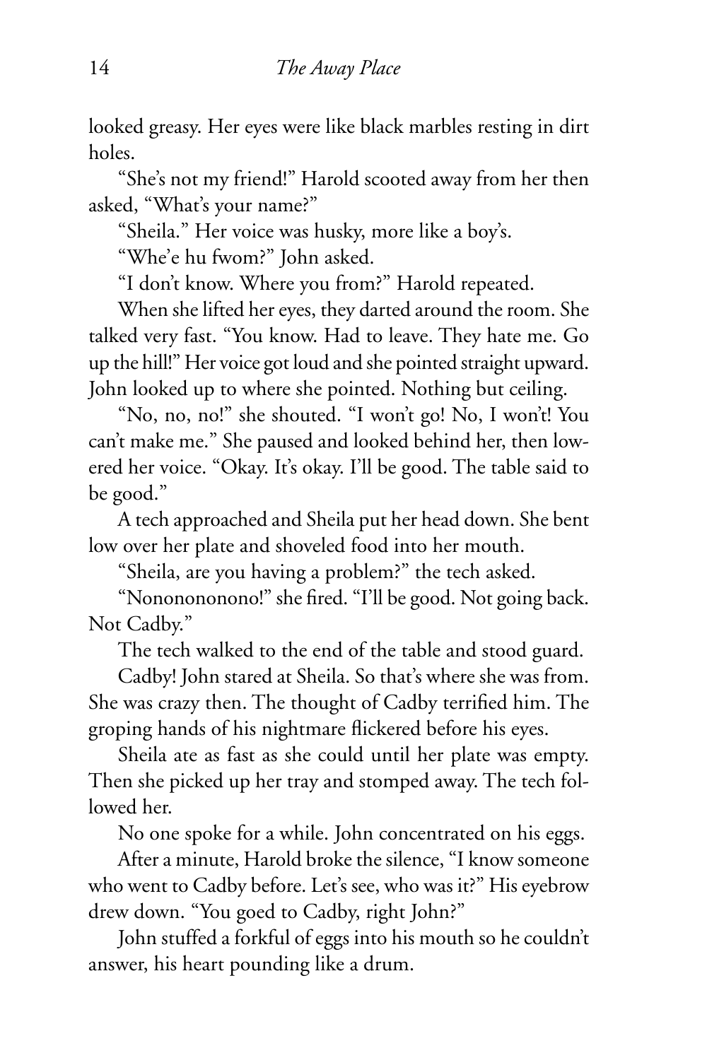looked greasy. Her eyes were like black marbles resting in dirt holes.

"She's not my friend!" Harold scooted away from her then asked, "What's your name?"

"Sheila." Her voice was husky, more like a boy's.

"Whe'e hu fwom?" John asked.

"I don't know. Where you from?" Harold repeated.

When she lifted her eyes, they darted around the room. She talked very fast. "You know. Had to leave. They hate me. Go up the hill!" Her voice got loud and she pointed straight upward. John looked up to where she pointed. Nothing but ceiling.

"No, no, no!" she shouted. "I won't go! No, I won't! You can't make me." She paused and looked behind her, then lowered her voice. "Okay. It's okay. I'll be good. The table said to be good."

A tech approached and Sheila put her head down. She bent low over her plate and shoveled food into her mouth.

"Sheila, are you having a problem?" the tech asked.

"Nonononononono!" she fired. "I'll be good. Not going back. Not Cadby."

The tech walked to the end of the table and stood guard.

Cadby! John stared at Sheila. So that's where she was from. She was crazy then. The thought of Cadby terrified him. The groping hands of his nightmare flickered before his eyes.

Sheila ate as fast as she could until her plate was empty. Then she picked up her tray and stomped away. The tech followed her.

No one spoke for a while. John concentrated on his eggs.

After a minute, Harold broke the silence, "I know someone who went to Cadby before. Let's see, who was it?" His eyebrow drew down. "You goed to Cadby, right John?"

John stuffed a forkful of eggs into his mouth so he couldn't answer, his heart pounding like a drum.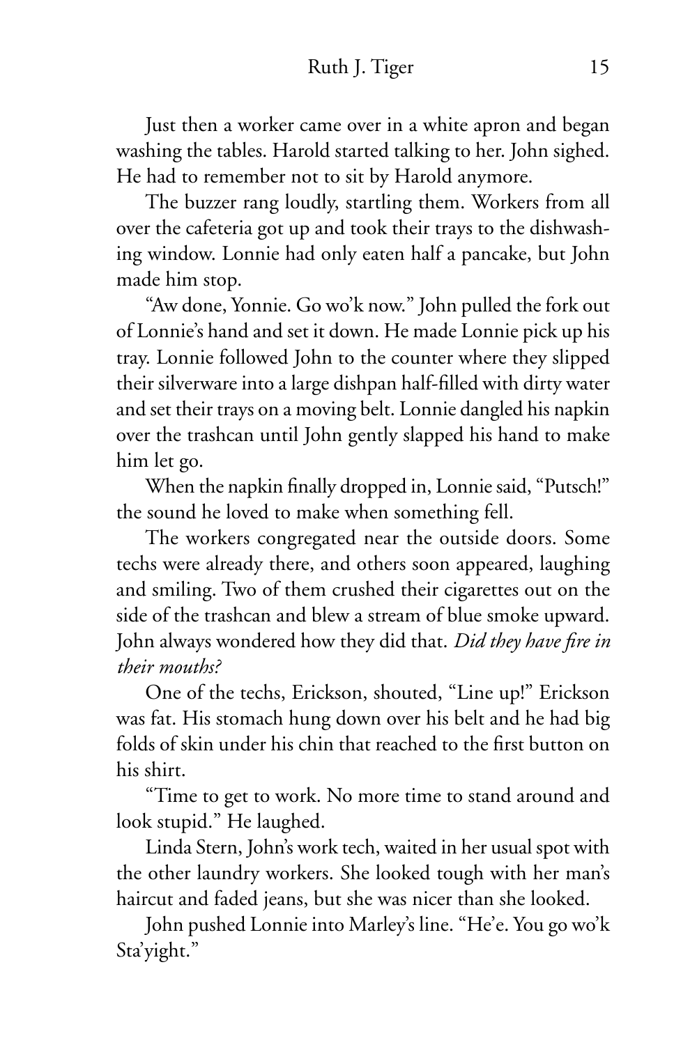Just then a worker came over in a white apron and began washing the tables. Harold started talking to her. John sighed. He had to remember not to sit by Harold anymore.

The buzzer rang loudly, startling them. Workers from all over the cafeteria got up and took their trays to the dishwashing window. Lonnie had only eaten half a pancake, but John made him stop.

"Aw done, Yonnie. Go wo'k now." John pulled the fork out of Lonnie's hand and set it down. He made Lonnie pick up his tray. Lonnie followed John to the counter where they slipped their silverware into a large dishpan half-filled with dirty water and set their trays on a moving belt. Lonnie dangled his napkin over the trashcan until John gently slapped his hand to make him let go.

When the napkin finally dropped in, Lonnie said, "Putsch!" the sound he loved to make when something fell.

The workers congregated near the outside doors. Some techs were already there, and others soon appeared, laughing and smiling. Two of them crushed their cigarettes out on the side of the trashcan and blew a stream of blue smoke upward. John always wondered how they did that. *Did they have fire in their mouths?*

One of the techs, Erickson, shouted, "Line up!" Erickson was fat. His stomach hung down over his belt and he had big folds of skin under his chin that reached to the first button on his shirt.

"Time to get to work. No more time to stand around and look stupid." He laughed.

Linda Stern, John's work tech, waited in her usual spot with the other laundry workers. She looked tough with her man's haircut and faded jeans, but she was nicer than she looked.

John pushed Lonnie into Marley's line. "He'e. You go wo'k Sta'yight."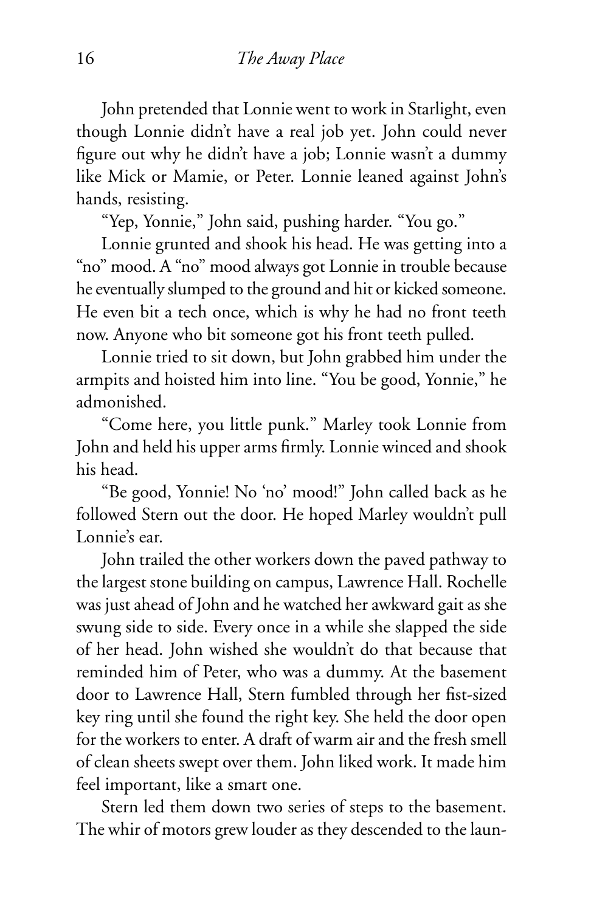John pretended that Lonnie went to work in Starlight, even though Lonnie didn't have a real job yet. John could never figure out why he didn't have a job; Lonnie wasn't a dummy like Mick or Mamie, or Peter. Lonnie leaned against John's hands, resisting.

"Yep, Yonnie," John said, pushing harder. "You go."

Lonnie grunted and shook his head. He was getting into a "no" mood. A "no" mood always got Lonnie in trouble because he eventually slumped to the ground and hit or kicked someone. He even bit a tech once, which is why he had no front teeth now. Anyone who bit someone got his front teeth pulled.

Lonnie tried to sit down, but John grabbed him under the armpits and hoisted him into line. "You be good, Yonnie," he admonished.

"Come here, you little punk." Marley took Lonnie from John and held his upper arms firmly. Lonnie winced and shook his head.

"Be good, Yonnie! No 'no' mood!" John called back as he followed Stern out the door. He hoped Marley wouldn't pull Lonnie's ear.

John trailed the other workers down the paved pathway to the largest stone building on campus, Lawrence Hall. Rochelle was just ahead of John and he watched her awkward gait as she swung side to side. Every once in a while she slapped the side of her head. John wished she wouldn't do that because that reminded him of Peter, who was a dummy. At the basement door to Lawrence Hall, Stern fumbled through her fist-sized key ring until she found the right key. She held the door open for the workers to enter. A draft of warm air and the fresh smell of clean sheets swept over them. John liked work. It made him feel important, like a smart one.

Stern led them down two series of steps to the basement. The whir of motors grew louder as they descended to the laun-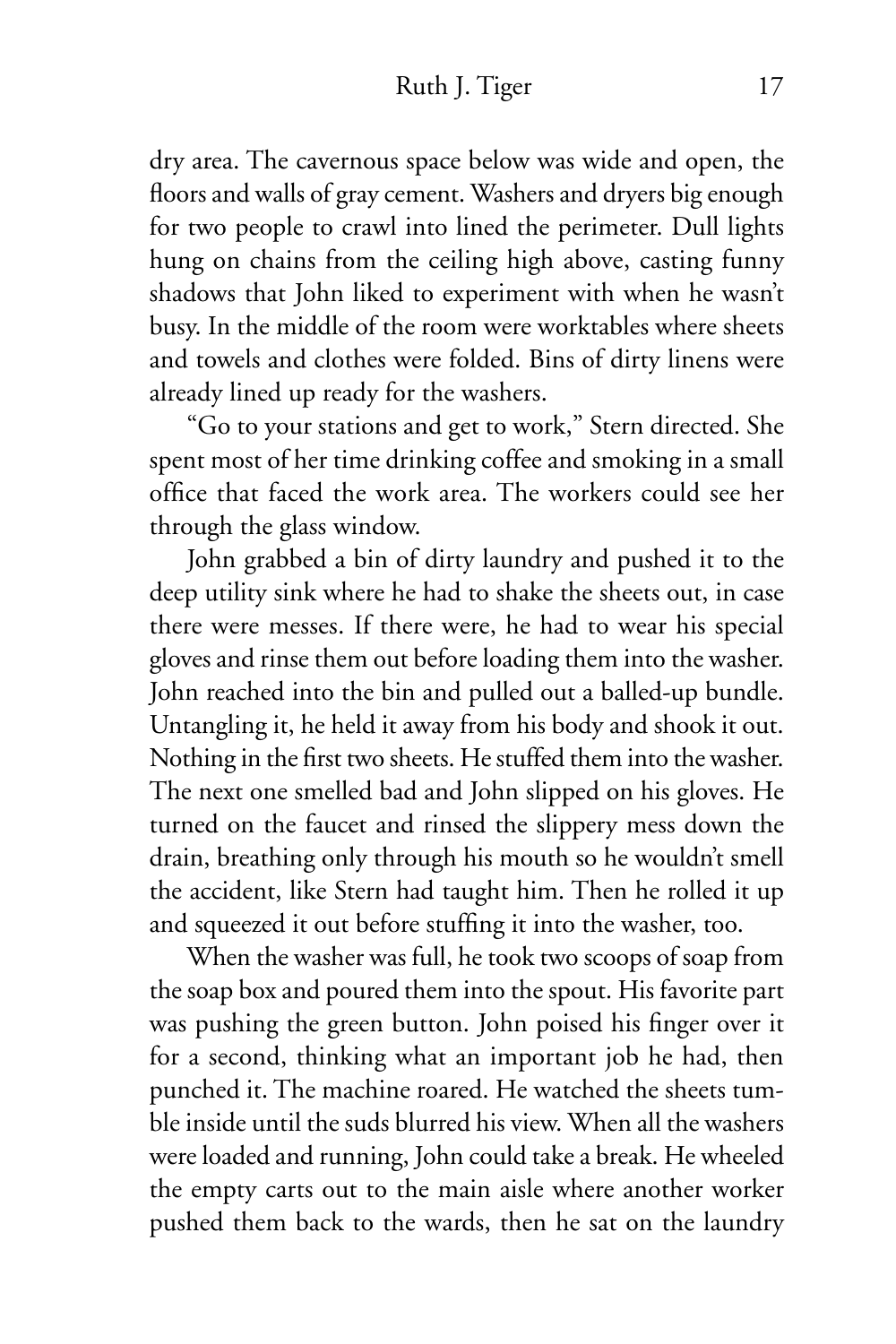dry area. The cavernous space below was wide and open, the floors and walls of gray cement. Washers and dryers big enough for two people to crawl into lined the perimeter. Dull lights hung on chains from the ceiling high above, casting funny shadows that John liked to experiment with when he wasn't busy. In the middle of the room were worktables where sheets and towels and clothes were folded. Bins of dirty linens were already lined up ready for the washers.

"Go to your stations and get to work," Stern directed. She spent most of her time drinking coffee and smoking in a small office that faced the work area. The workers could see her through the glass window.

John grabbed a bin of dirty laundry and pushed it to the deep utility sink where he had to shake the sheets out, in case there were messes. If there were, he had to wear his special gloves and rinse them out before loading them into the washer. John reached into the bin and pulled out a balled-up bundle. Untangling it, he held it away from his body and shook it out. Nothing in the first two sheets. He stuffed them into the washer. The next one smelled bad and John slipped on his gloves. He turned on the faucet and rinsed the slippery mess down the drain, breathing only through his mouth so he wouldn't smell the accident, like Stern had taught him. Then he rolled it up and squeezed it out before stuffing it into the washer, too.

When the washer was full, he took two scoops of soap from the soap box and poured them into the spout. His favorite part was pushing the green button. John poised his finger over it for a second, thinking what an important job he had, then punched it. The machine roared. He watched the sheets tumble inside until the suds blurred his view. When all the washers were loaded and running, John could take a break. He wheeled the empty carts out to the main aisle where another worker pushed them back to the wards, then he sat on the laundry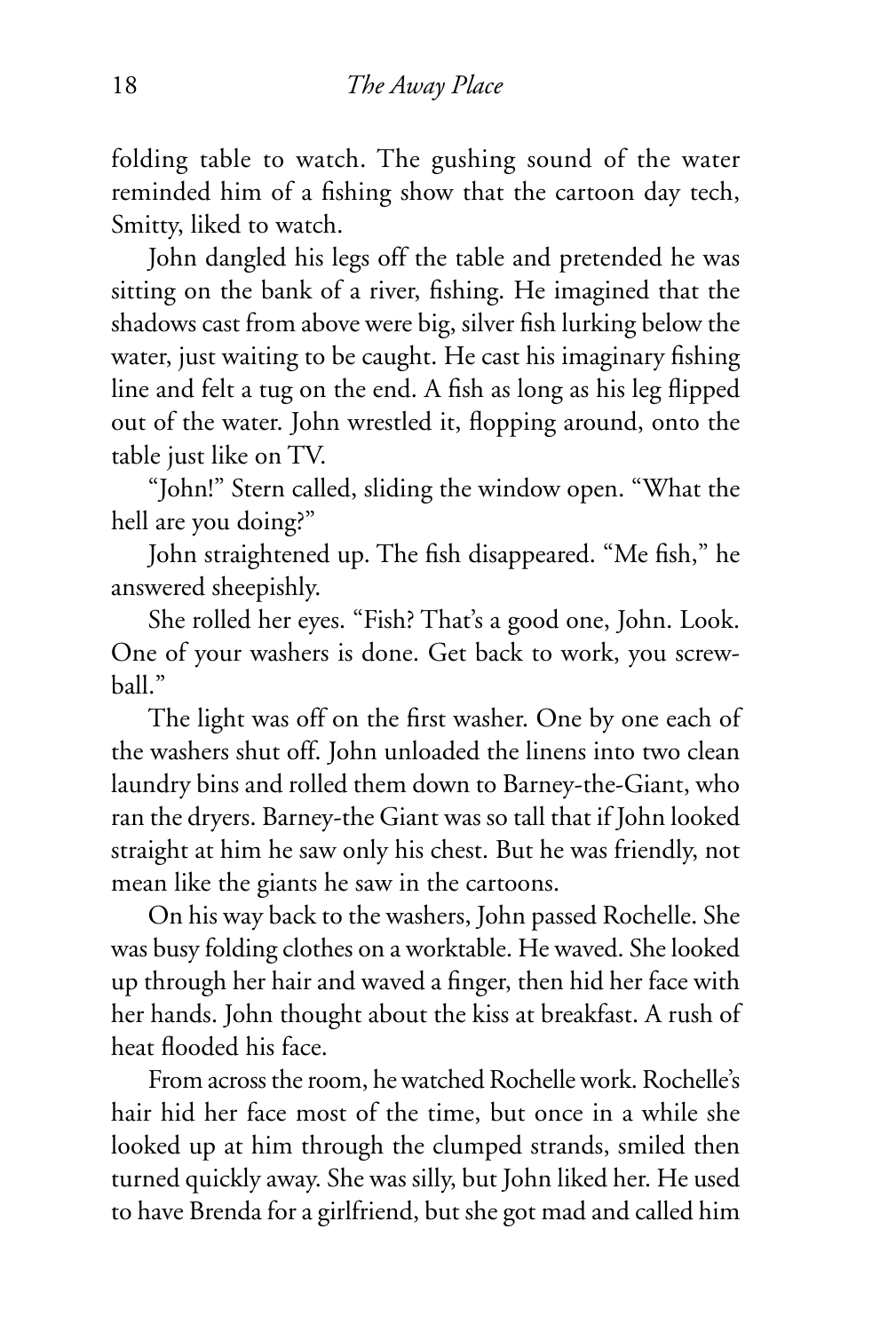folding table to watch. The gushing sound of the water reminded him of a fishing show that the cartoon day tech, Smitty, liked to watch.

John dangled his legs off the table and pretended he was sitting on the bank of a river, fishing. He imagined that the shadows cast from above were big, silver fish lurking below the water, just waiting to be caught. He cast his imaginary fishing line and felt a tug on the end. A fish as long as his leg flipped out of the water. John wrestled it, flopping around, onto the table just like on TV.

"John!" Stern called, sliding the window open. "What the hell are you doing?"

John straightened up. The fish disappeared. "Me fish," he answered sheepishly.

She rolled her eyes. "Fish? That's a good one, John. Look. One of your washers is done. Get back to work, you screwball."

The light was off on the first washer. One by one each of the washers shut off. John unloaded the linens into two clean laundry bins and rolled them down to Barney-the-Giant, who ran the dryers. Barney-the Giant was so tall that if John looked straight at him he saw only his chest. But he was friendly, not mean like the giants he saw in the cartoons.

On his way back to the washers, John passed Rochelle. She was busy folding clothes on a worktable. He waved. She looked up through her hair and waved a finger, then hid her face with her hands. John thought about the kiss at breakfast. A rush of heat flooded his face.

From across the room, he watched Rochelle work. Rochelle's hair hid her face most of the time, but once in a while she looked up at him through the clumped strands, smiled then turned quickly away. She was silly, but John liked her. He used to have Brenda for a girlfriend, but she got mad and called him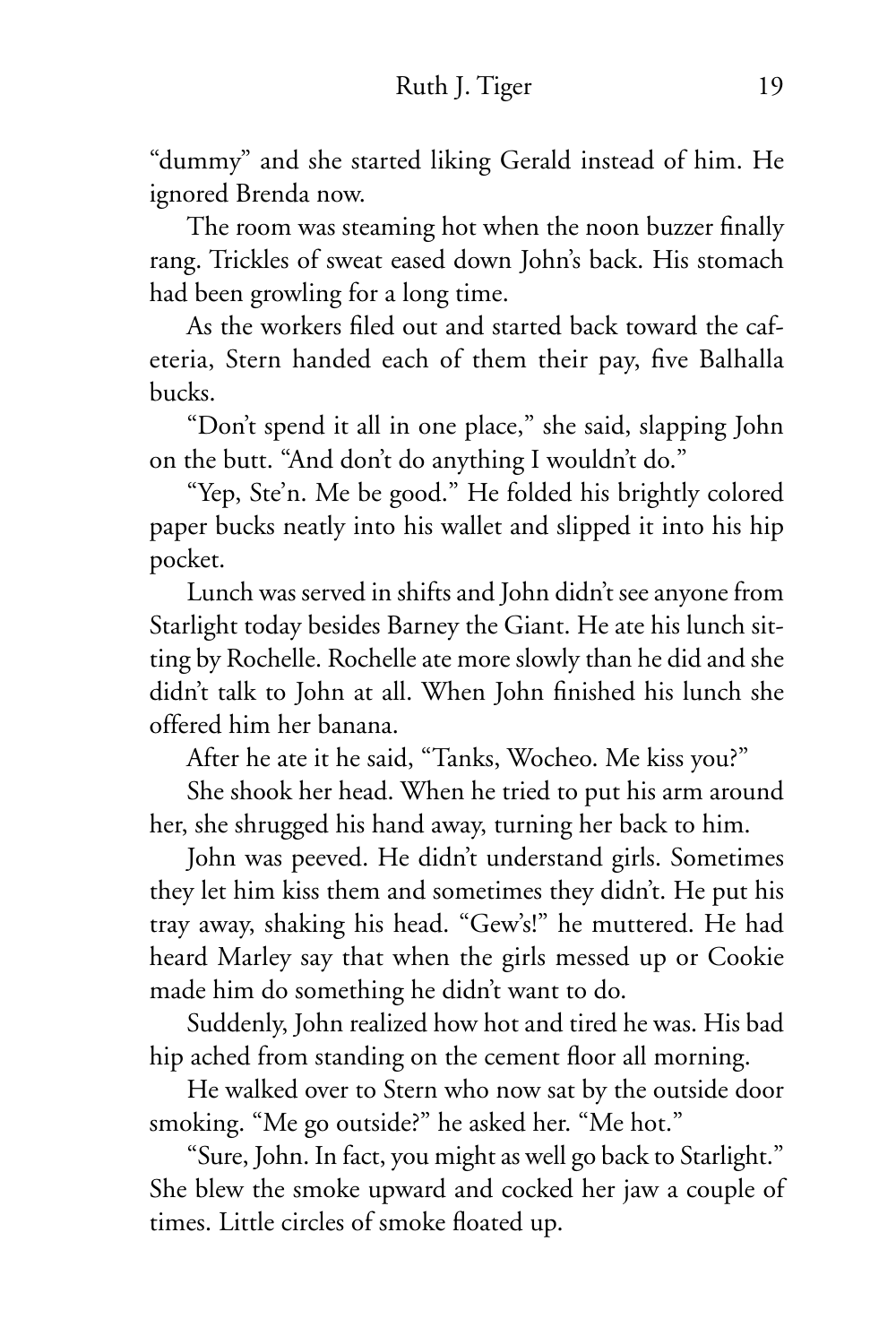"dummy" and she started liking Gerald instead of him. He ignored Brenda now.

The room was steaming hot when the noon buzzer finally rang. Trickles of sweat eased down John's back. His stomach had been growling for a long time.

As the workers filed out and started back toward the cafeteria, Stern handed each of them their pay, five Balhalla bucks.

"Don't spend it all in one place," she said, slapping John on the butt. "And don't do anything I wouldn't do."

"Yep, Ste'n. Me be good." He folded his brightly colored paper bucks neatly into his wallet and slipped it into his hip pocket.

Lunch was served in shifts and John didn't see anyone from Starlight today besides Barney the Giant. He ate his lunch sitting by Rochelle. Rochelle ate more slowly than he did and she didn't talk to John at all. When John finished his lunch she offered him her banana.

After he ate it he said, "Tanks, Wocheo. Me kiss you?"

She shook her head. When he tried to put his arm around her, she shrugged his hand away, turning her back to him.

John was peeved. He didn't understand girls. Sometimes they let him kiss them and sometimes they didn't. He put his tray away, shaking his head. "Gew's!" he muttered. He had heard Marley say that when the girls messed up or Cookie made him do something he didn't want to do.

Suddenly, John realized how hot and tired he was. His bad hip ached from standing on the cement floor all morning.

He walked over to Stern who now sat by the outside door smoking. "Me go outside?" he asked her. "Me hot."

"Sure, John. In fact, you might as well go back to Starlight." She blew the smoke upward and cocked her jaw a couple of times. Little circles of smoke floated up.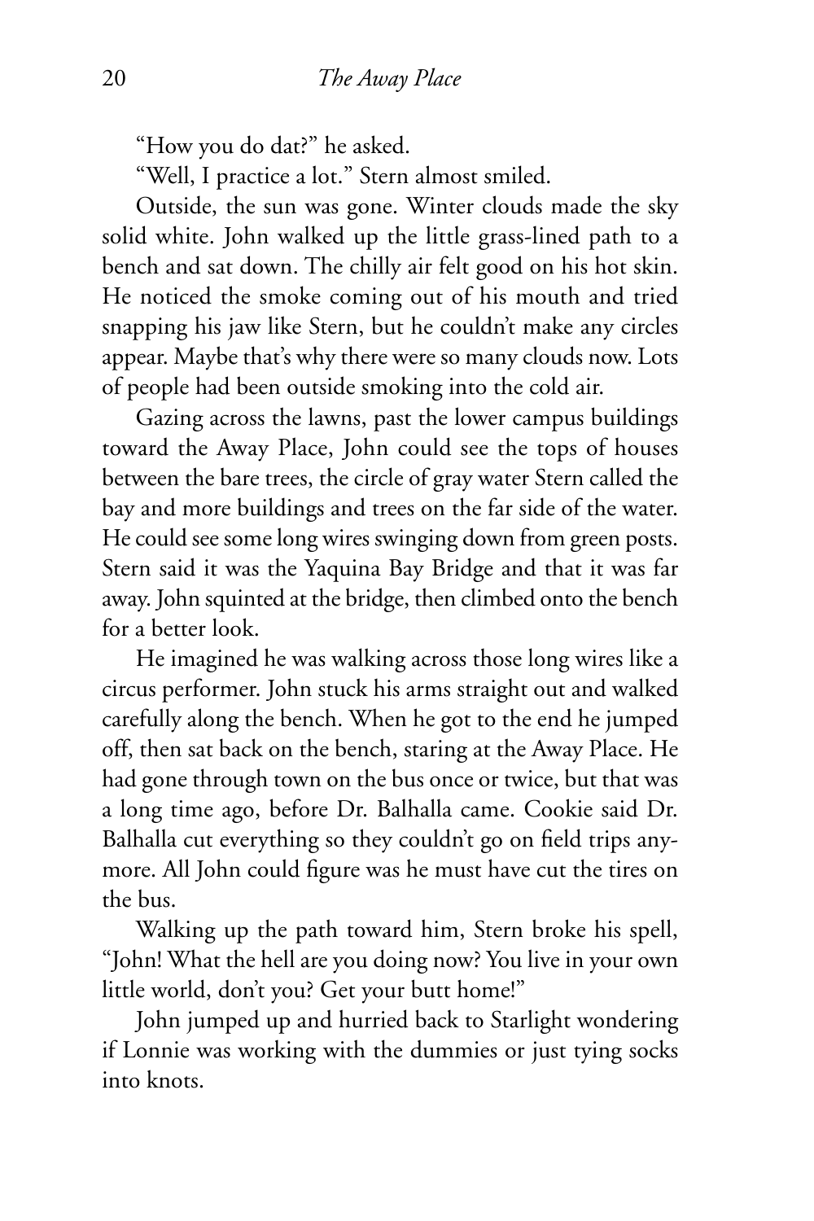"How you do dat?" he asked.

"Well, I practice a lot." Stern almost smiled.

Outside, the sun was gone. Winter clouds made the sky solid white. John walked up the little grass-lined path to a bench and sat down. The chilly air felt good on his hot skin. He noticed the smoke coming out of his mouth and tried snapping his jaw like Stern, but he couldn't make any circles appear. Maybe that's why there were so many clouds now. Lots of people had been outside smoking into the cold air.

Gazing across the lawns, past the lower campus buildings toward the Away Place, John could see the tops of houses between the bare trees, the circle of gray water Stern called the bay and more buildings and trees on the far side of the water. He could see some long wires swinging down from green posts. Stern said it was the Yaquina Bay Bridge and that it was far away. John squinted at the bridge, then climbed onto the bench for a better look.

He imagined he was walking across those long wires like a circus performer. John stuck his arms straight out and walked carefully along the bench. When he got to the end he jumped off, then sat back on the bench, staring at the Away Place. He had gone through town on the bus once or twice, but that was a long time ago, before Dr. Balhalla came. Cookie said Dr. Balhalla cut everything so they couldn't go on field trips anymore. All John could figure was he must have cut the tires on the bus.

Walking up the path toward him, Stern broke his spell, "John! What the hell are you doing now? You live in your own little world, don't you? Get your butt home!"

John jumped up and hurried back to Starlight wondering if Lonnie was working with the dummies or just tying socks into knots.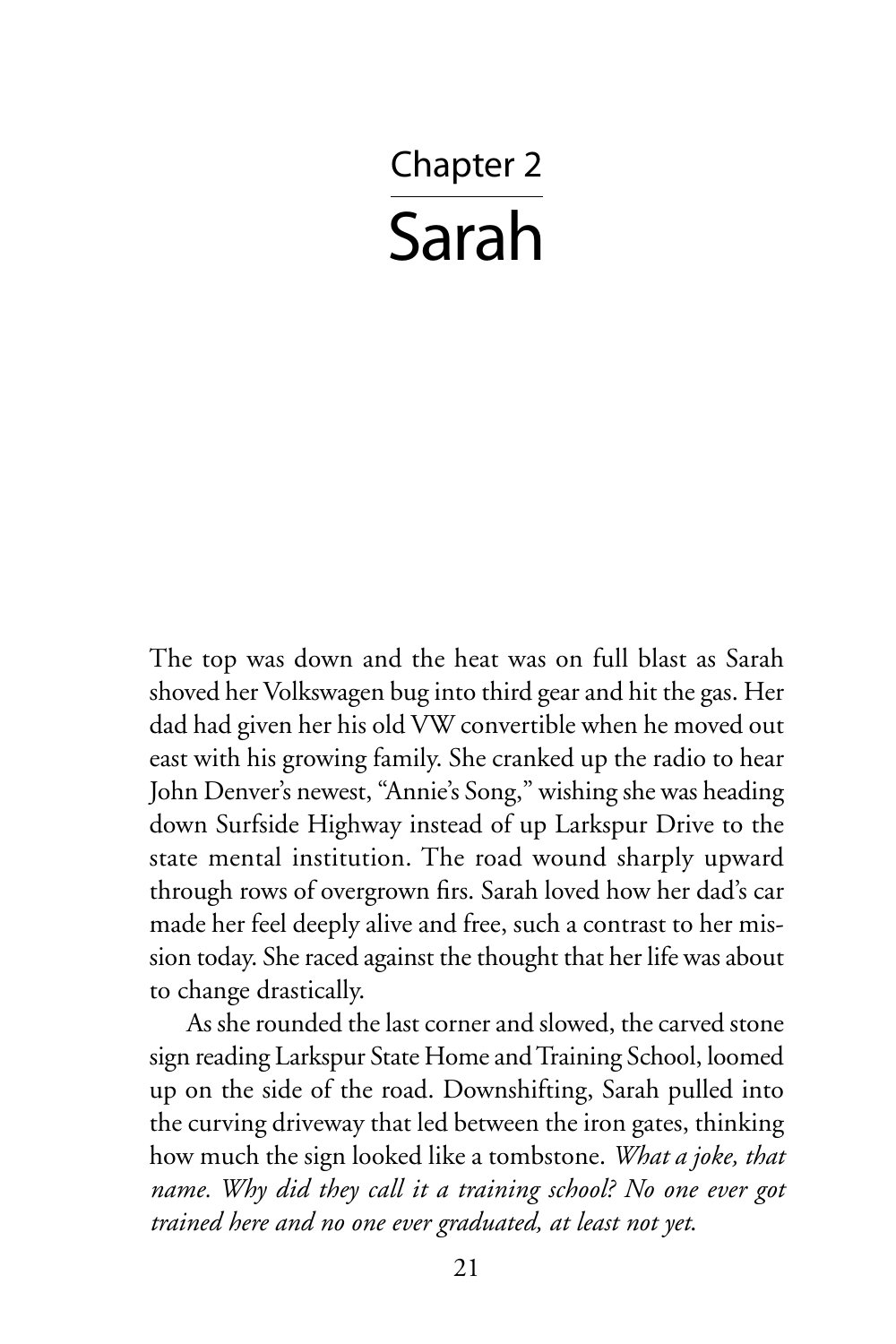# Chapter 2

# Sarah

The top was down and the heat was on full blast as Sarah shoved her Volkswagen bug into third gear and hit the gas. Her dad had given her his old VW convertible when he moved out east with his growing family. She cranked up the radio to hear John Denver's newest, "Annie's Song," wishing she was heading down Surfside Highway instead of up Larkspur Drive to the state mental institution. The road wound sharply upward through rows of overgrown firs. Sarah loved how her dad's car made her feel deeply alive and free, such a contrast to her mission today. She raced against the thought that her life was about to change drastically.

As she rounded the last corner and slowed, the carved stone sign reading Larkspur State Home and Training School, loomed up on the side of the road. Downshifting, Sarah pulled into the curving driveway that led between the iron gates, thinking how much the sign looked like a tombstone. *What a joke, that name. Why did they call it a training school? No one ever got trained here and no one ever graduated, at least not yet.*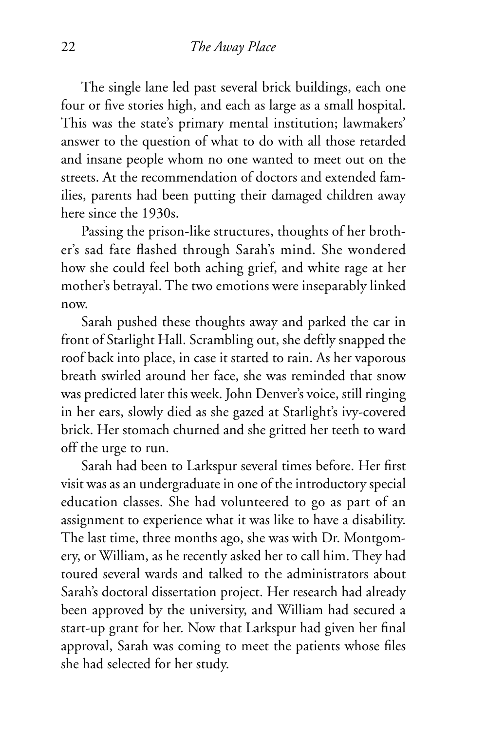The single lane led past several brick buildings, each one four or five stories high, and each as large as a small hospital. This was the state's primary mental institution; lawmakers' answer to the question of what to do with all those retarded and insane people whom no one wanted to meet out on the streets. At the recommendation of doctors and extended families, parents had been putting their damaged children away here since the 1930s.

Passing the prison-like structures, thoughts of her brother's sad fate flashed through Sarah's mind. She wondered how she could feel both aching grief, and white rage at her mother's betrayal. The two emotions were inseparably linked now.

Sarah pushed these thoughts away and parked the car in front of Starlight Hall. Scrambling out, she deftly snapped the roof back into place, in case it started to rain. As her vaporous breath swirled around her face, she was reminded that snow was predicted later this week. John Denver's voice, still ringing in her ears, slowly died as she gazed at Starlight's ivy-covered brick. Her stomach churned and she gritted her teeth to ward off the urge to run.

Sarah had been to Larkspur several times before. Her first visit was as an undergraduate in one of the introductory special education classes. She had volunteered to go as part of an assignment to experience what it was like to have a disability. The last time, three months ago, she was with Dr. Montgomery, or William, as he recently asked her to call him. They had toured several wards and talked to the administrators about Sarah's doctoral dissertation project. Her research had already been approved by the university, and William had secured a start-up grant for her. Now that Larkspur had given her final approval, Sarah was coming to meet the patients whose files she had selected for her study.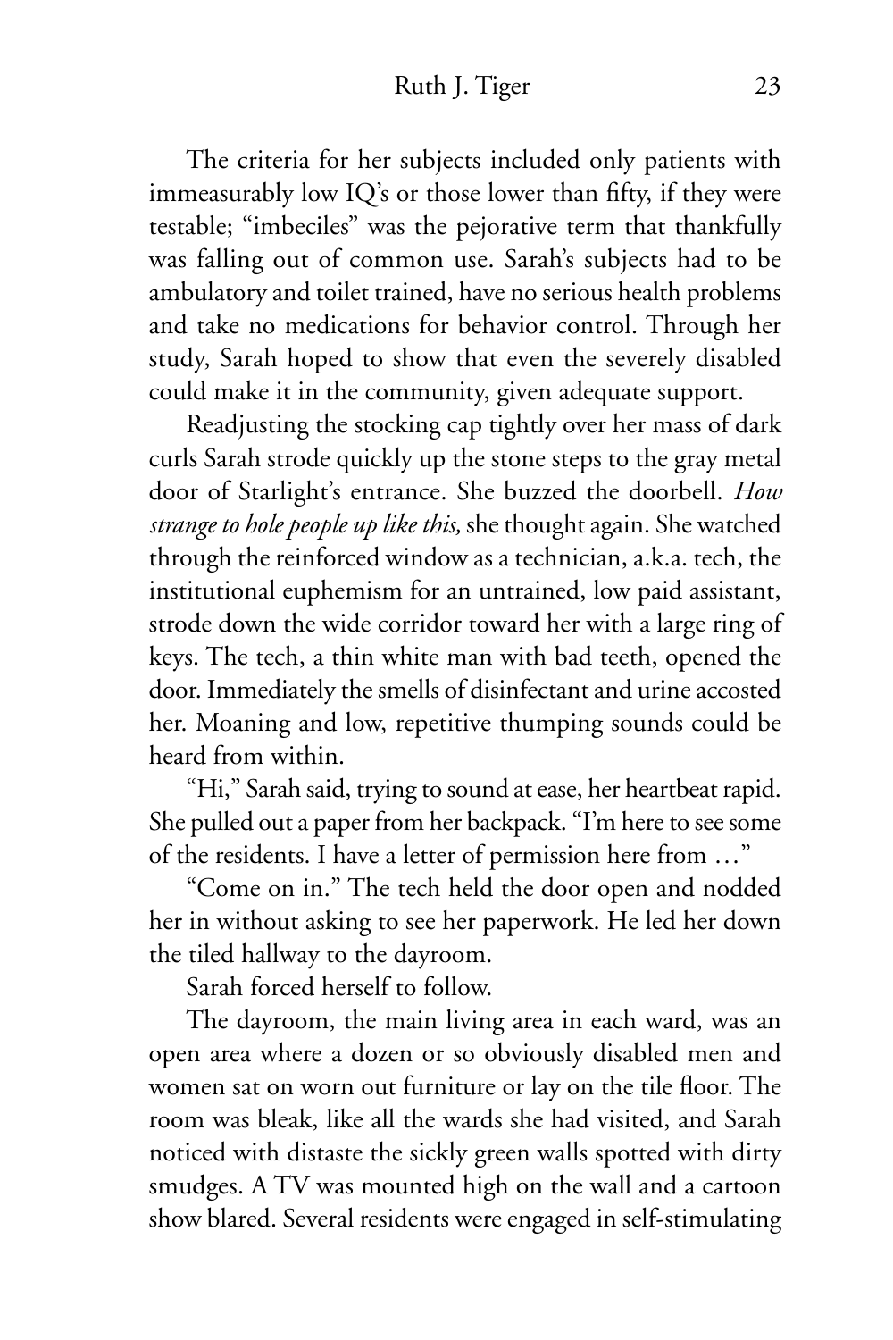The criteria for her subjects included only patients with immeasurably low IQ's or those lower than fifty, if they were testable; "imbeciles" was the pejorative term that thankfully was falling out of common use. Sarah's subjects had to be ambulatory and toilet trained, have no serious health problems and take no medications for behavior control. Through her study, Sarah hoped to show that even the severely disabled could make it in the community, given adequate support.

Readjusting the stocking cap tightly over her mass of dark curls Sarah strode quickly up the stone steps to the gray metal door of Starlight's entrance. She buzzed the doorbell. *How strange to hole people up like this,* she thought again. She watched through the reinforced window as a technician, a.k.a. tech, the institutional euphemism for an untrained, low paid assistant, strode down the wide corridor toward her with a large ring of keys. The tech, a thin white man with bad teeth, opened the door. Immediately the smells of disinfectant and urine accosted her. Moaning and low, repetitive thumping sounds could be heard from within.

"Hi," Sarah said, trying to sound at ease, her heartbeat rapid. She pulled out a paper from her backpack. "I'm here to see some of the residents. I have a letter of permission here from …"

"Come on in." The tech held the door open and nodded her in without asking to see her paperwork. He led her down the tiled hallway to the dayroom.

Sarah forced herself to follow.

The dayroom, the main living area in each ward, was an open area where a dozen or so obviously disabled men and women sat on worn out furniture or lay on the tile floor. The room was bleak, like all the wards she had visited, and Sarah noticed with distaste the sickly green walls spotted with dirty smudges. A TV was mounted high on the wall and a cartoon show blared. Several residents were engaged in self-stimulating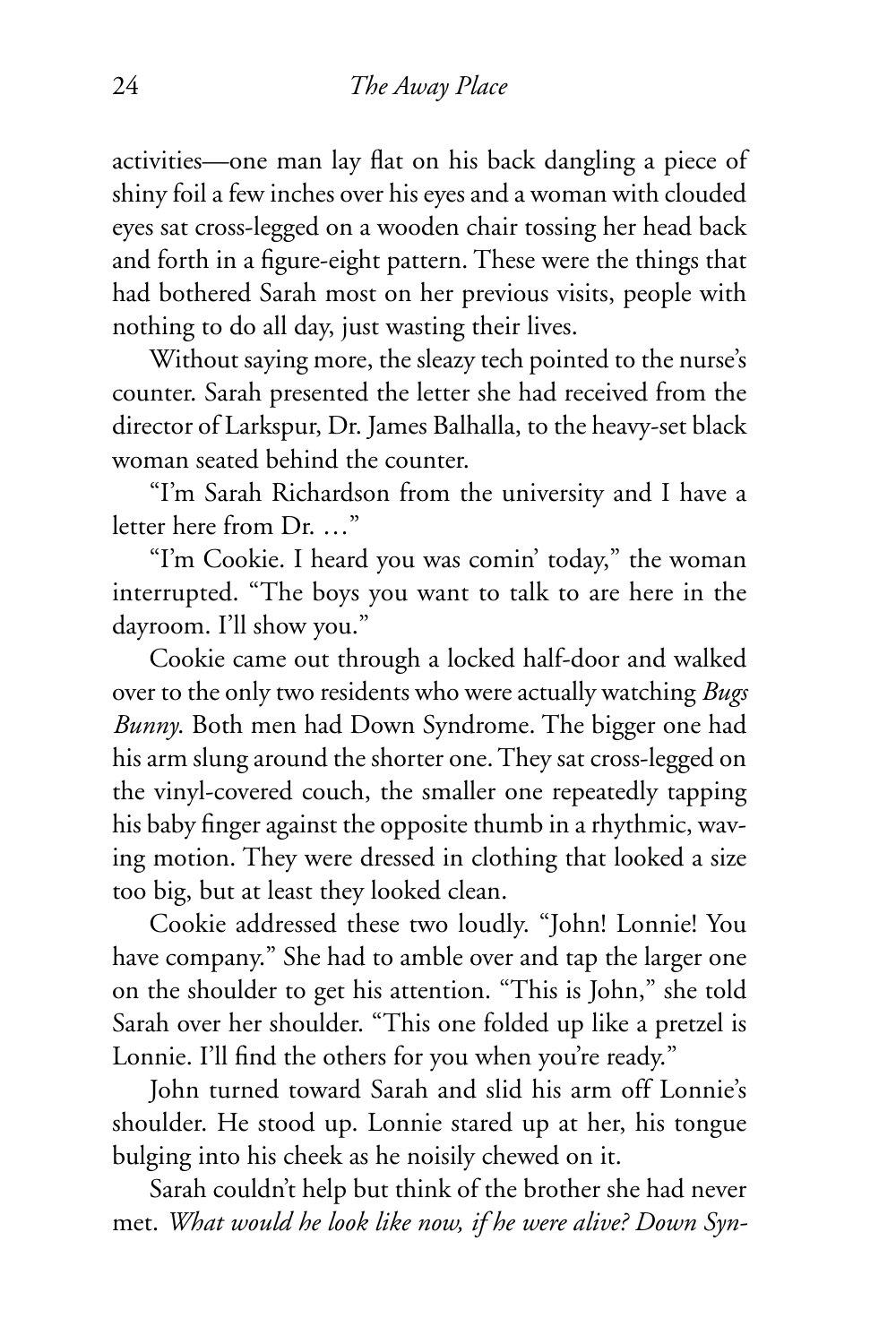activities—one man lay flat on his back dangling a piece of shiny foil a few inches over his eyes and a woman with clouded eyes sat cross-legged on a wooden chair tossing her head back and forth in a figure-eight pattern. These were the things that had bothered Sarah most on her previous visits, people with nothing to do all day, just wasting their lives.

Without saying more, the sleazy tech pointed to the nurse's counter. Sarah presented the letter she had received from the director of Larkspur, Dr. James Balhalla, to the heavy-set black woman seated behind the counter.

"I'm Sarah Richardson from the university and I have a letter here from Dr. …"

"I'm Cookie. I heard you was comin' today," the woman interrupted. "The boys you want to talk to are here in the dayroom. I'll show you."

Cookie came out through a locked half-door and walked over to the only two residents who were actually watching *Bugs Bunny*. Both men had Down Syndrome. The bigger one had his arm slung around the shorter one. They sat cross-legged on the vinyl-covered couch, the smaller one repeatedly tapping his baby finger against the opposite thumb in a rhythmic, waving motion. They were dressed in clothing that looked a size too big, but at least they looked clean.

Cookie addressed these two loudly. "John! Lonnie! You have company." She had to amble over and tap the larger one on the shoulder to get his attention. "This is John," she told Sarah over her shoulder. "This one folded up like a pretzel is Lonnie. I'll find the others for you when you're ready."

John turned toward Sarah and slid his arm off Lonnie's shoulder. He stood up. Lonnie stared up at her, his tongue bulging into his cheek as he noisily chewed on it.

Sarah couldn't help but think of the brother she had never met. *What would he look like now, if he were alive? Down Syn-*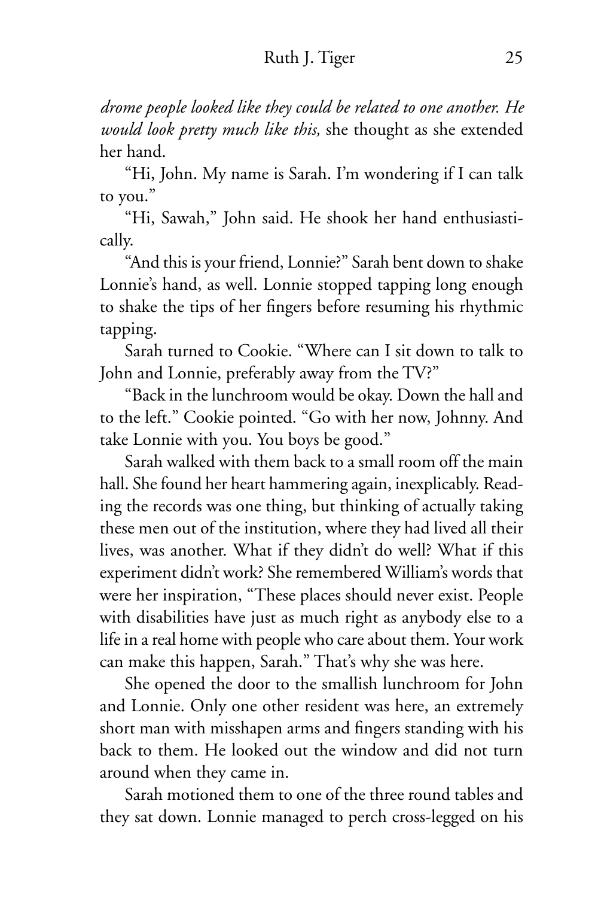*drome people looked like they could be related to one another. He would look pretty much like this,* she thought as she extended her hand.

"Hi, John. My name is Sarah. I'm wondering if I can talk to you."

"Hi, Sawah," John said. He shook her hand enthusiastically.

"And this is your friend, Lonnie?" Sarah bent down to shake Lonnie's hand, as well. Lonnie stopped tapping long enough to shake the tips of her fingers before resuming his rhythmic tapping.

Sarah turned to Cookie. "Where can I sit down to talk to John and Lonnie, preferably away from the TV?"

"Back in the lunchroom would be okay. Down the hall and to the left." Cookie pointed. "Go with her now, Johnny. And take Lonnie with you. You boys be good."

Sarah walked with them back to a small room off the main hall. She found her heart hammering again, inexplicably. Reading the records was one thing, but thinking of actually taking these men out of the institution, where they had lived all their lives, was another. What if they didn't do well? What if this experiment didn't work? She remembered William's words that were her inspiration, "These places should never exist. People with disabilities have just as much right as anybody else to a life in a real home with people who care about them. Your work can make this happen, Sarah." That's why she was here.

She opened the door to the smallish lunchroom for John and Lonnie. Only one other resident was here, an extremely short man with misshapen arms and fingers standing with his back to them. He looked out the window and did not turn around when they came in.

Sarah motioned them to one of the three round tables and they sat down. Lonnie managed to perch cross-legged on his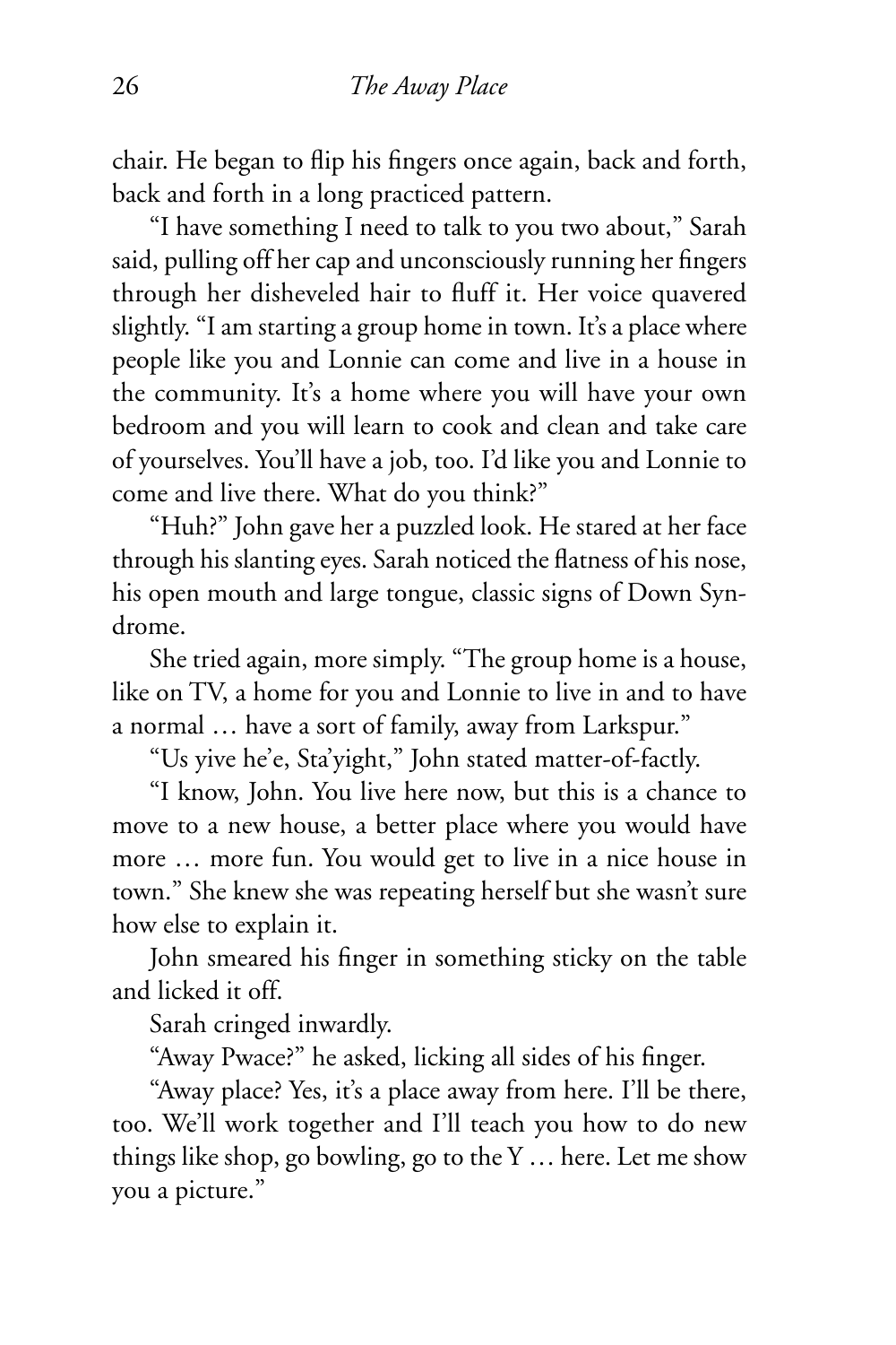chair. He began to flip his fingers once again, back and forth, back and forth in a long practiced pattern.

"I have something I need to talk to you two about," Sarah said, pulling off her cap and unconsciously running her fingers through her disheveled hair to fluff it. Her voice quavered slightly. "I am starting a group home in town. It's a place where people like you and Lonnie can come and live in a house in the community. It's a home where you will have your own bedroom and you will learn to cook and clean and take care of yourselves. You'll have a job, too. I'd like you and Lonnie to come and live there. What do you think?"

"Huh?" John gave her a puzzled look. He stared at her face through his slanting eyes. Sarah noticed the flatness of his nose, his open mouth and large tongue, classic signs of Down Syndrome.

She tried again, more simply. "The group home is a house, like on TV, a home for you and Lonnie to live in and to have a normal … have a sort of family, away from Larkspur."

"Us yive he'e, Sta'yight," John stated matter-of-factly.

"I know, John. You live here now, but this is a chance to move to a new house, a better place where you would have more … more fun. You would get to live in a nice house in town." She knew she was repeating herself but she wasn't sure how else to explain it.

John smeared his finger in something sticky on the table and licked it off.

Sarah cringed inwardly.

"Away Pwace?" he asked, licking all sides of his finger.

"Away place? Yes, it's a place away from here. I'll be there, too. We'll work together and I'll teach you how to do new things like shop, go bowling, go to the Y … here. Let me show you a picture."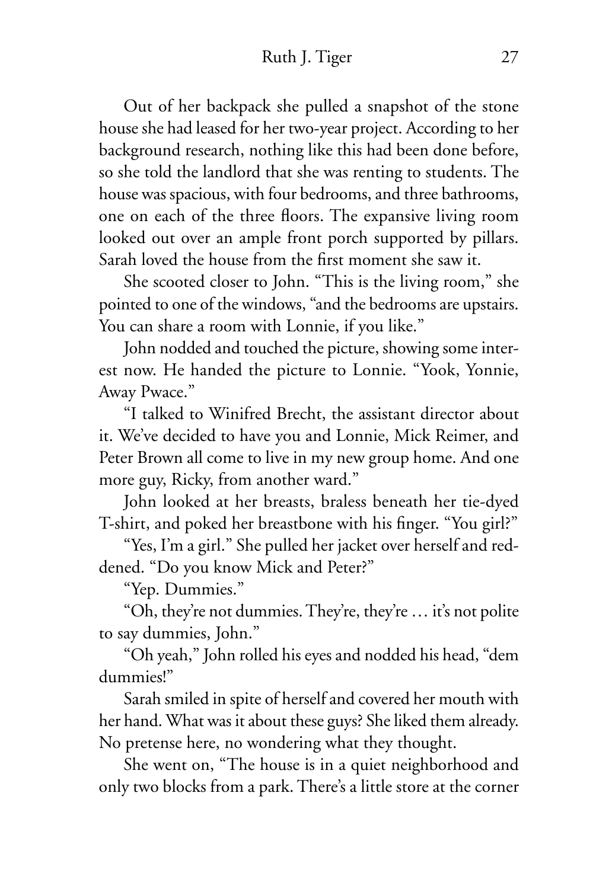Out of her backpack she pulled a snapshot of the stone house she had leased for her two-year project. According to her background research, nothing like this had been done before, so she told the landlord that she was renting to students. The house was spacious, with four bedrooms, and three bathrooms, one on each of the three floors. The expansive living room looked out over an ample front porch supported by pillars. Sarah loved the house from the first moment she saw it.

She scooted closer to John. "This is the living room," she pointed to one of the windows, "and the bedrooms are upstairs. You can share a room with Lonnie, if you like."

John nodded and touched the picture, showing some interest now. He handed the picture to Lonnie. "Yook, Yonnie, Away Pwace."

"I talked to Winifred Brecht, the assistant director about it. We've decided to have you and Lonnie, Mick Reimer, and Peter Brown all come to live in my new group home. And one more guy, Ricky, from another ward."

John looked at her breasts, braless beneath her tie-dyed T-shirt, and poked her breastbone with his finger. "You girl?"

"Yes, I'm a girl." She pulled her jacket over herself and reddened. "Do you know Mick and Peter?"

"Yep. Dummies."

"Oh, they're not dummies. They're, they're … it's not polite to say dummies, John."

"Oh yeah," John rolled his eyes and nodded his head, "dem dummies!"

Sarah smiled in spite of herself and covered her mouth with her hand. What was it about these guys? She liked them already. No pretense here, no wondering what they thought.

She went on, "The house is in a quiet neighborhood and only two blocks from a park. There's a little store at the corner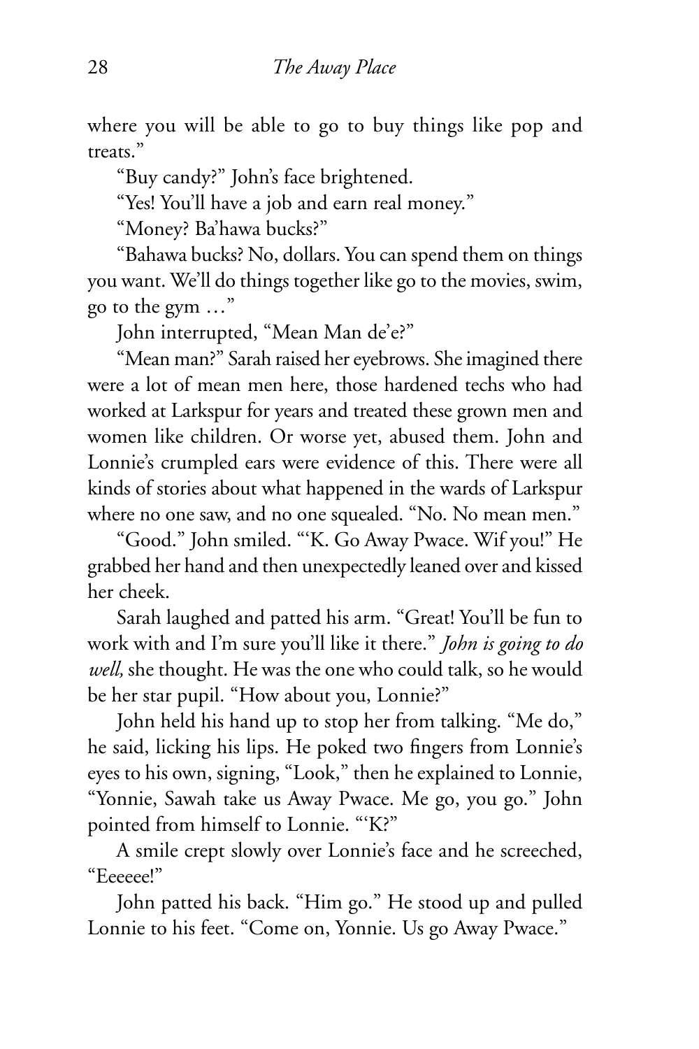where you will be able to go to buy things like pop and treats."

"Buy candy?" John's face brightened.

"Yes! You'll have a job and earn real money."

"Money? Ba'hawa bucks?"

"Bahawa bucks? No, dollars. You can spend them on things you want. We'll do things together like go to the movies, swim, go to the gym …"

John interrupted, "Mean Man de'e?"

"Mean man?" Sarah raised her eyebrows. She imagined there were a lot of mean men here, those hardened techs who had worked at Larkspur for years and treated these grown men and women like children. Or worse yet, abused them. John and Lonnie's crumpled ears were evidence of this. There were all kinds of stories about what happened in the wards of Larkspur where no one saw, and no one squealed. "No. No mean men."

"Good." John smiled. "'K. Go Away Pwace. Wif you!" He grabbed her hand and then unexpectedly leaned over and kissed her cheek.

Sarah laughed and patted his arm. "Great! You'll be fun to work with and I'm sure you'll like it there." *John is going to do well,* she thought. He was the one who could talk, so he would be her star pupil. "How about you, Lonnie?"

John held his hand up to stop her from talking. "Me do," he said, licking his lips. He poked two fingers from Lonnie's eyes to his own, signing, "Look," then he explained to Lonnie, "Yonnie, Sawah take us Away Pwace. Me go, you go." John pointed from himself to Lonnie. "'K?"

A smile crept slowly over Lonnie's face and he screeched, "Eeeeee!"

John patted his back. "Him go." He stood up and pulled Lonnie to his feet. "Come on, Yonnie. Us go Away Pwace."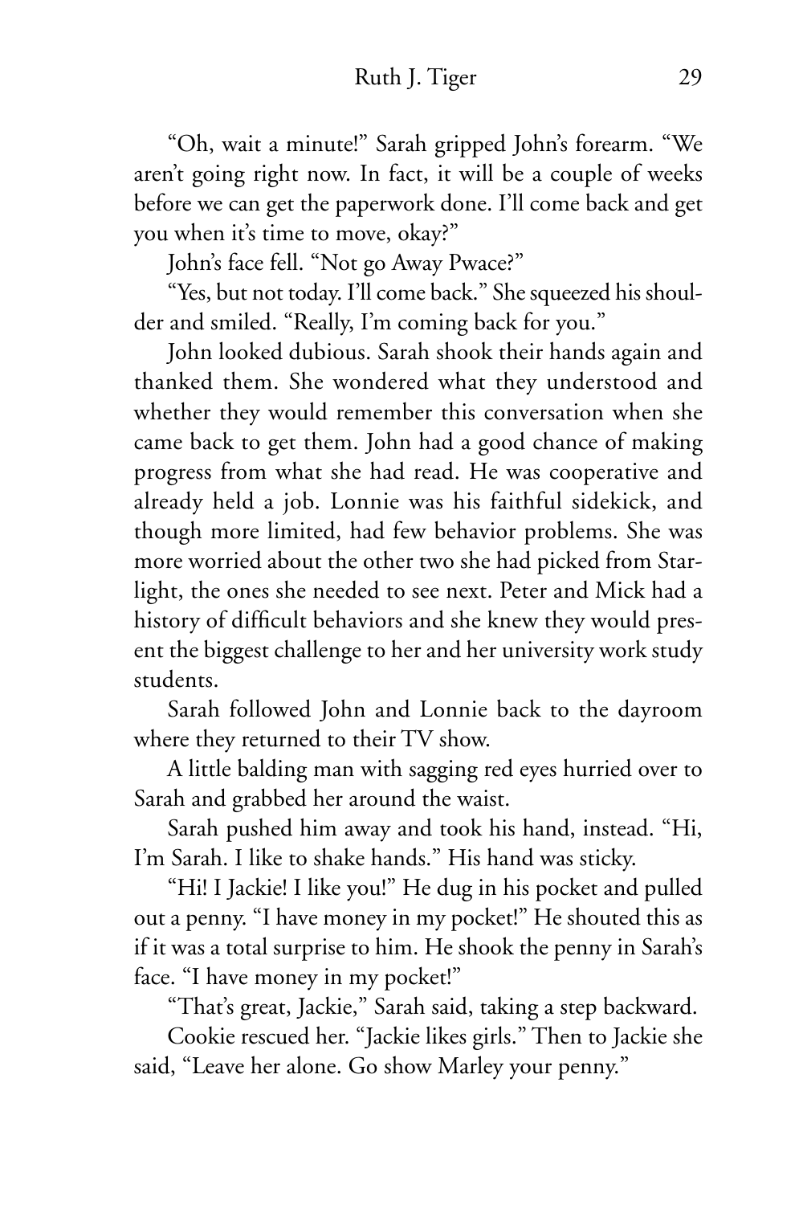"Oh, wait a minute!" Sarah gripped John's forearm. "We aren't going right now. In fact, it will be a couple of weeks before we can get the paperwork done. I'll come back and get you when it's time to move, okay?"

John's face fell. "Not go Away Pwace?"

"Yes, but not today. I'll come back." She squeezed his shoulder and smiled. "Really, I'm coming back for you."

John looked dubious. Sarah shook their hands again and thanked them. She wondered what they understood and whether they would remember this conversation when she came back to get them. John had a good chance of making progress from what she had read. He was cooperative and already held a job. Lonnie was his faithful sidekick, and though more limited, had few behavior problems. She was more worried about the other two she had picked from Starlight, the ones she needed to see next. Peter and Mick had a history of difficult behaviors and she knew they would present the biggest challenge to her and her university work study students.

Sarah followed John and Lonnie back to the dayroom where they returned to their TV show.

A little balding man with sagging red eyes hurried over to Sarah and grabbed her around the waist.

Sarah pushed him away and took his hand, instead. "Hi, I'm Sarah. I like to shake hands." His hand was sticky.

"Hi! I Jackie! I like you!" He dug in his pocket and pulled out a penny. "I have money in my pocket!" He shouted this as if it was a total surprise to him. He shook the penny in Sarah's face. "I have money in my pocket!"

"That's great, Jackie," Sarah said, taking a step backward.

Cookie rescued her. "Jackie likes girls." Then to Jackie she said, "Leave her alone. Go show Marley your penny."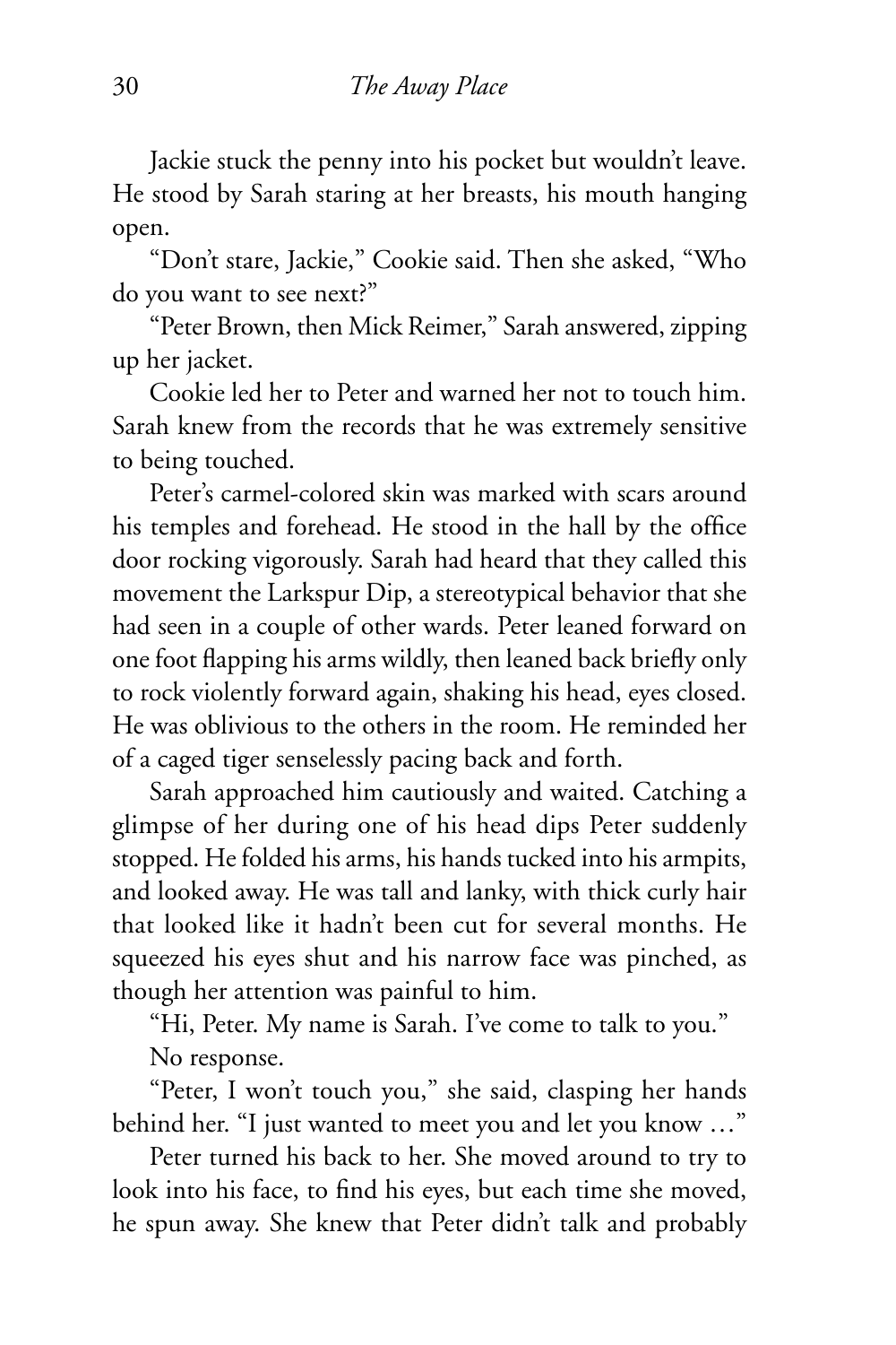Jackie stuck the penny into his pocket but wouldn't leave. He stood by Sarah staring at her breasts, his mouth hanging open.

"Don't stare, Jackie," Cookie said. Then she asked, "Who do you want to see next?"

"Peter Brown, then Mick Reimer," Sarah answered, zipping up her jacket.

Cookie led her to Peter and warned her not to touch him. Sarah knew from the records that he was extremely sensitive to being touched.

Peter's carmel-colored skin was marked with scars around his temples and forehead. He stood in the hall by the office door rocking vigorously. Sarah had heard that they called this movement the Larkspur Dip, a stereotypical behavior that she had seen in a couple of other wards. Peter leaned forward on one foot flapping his arms wildly, then leaned back briefly only to rock violently forward again, shaking his head, eyes closed. He was oblivious to the others in the room. He reminded her of a caged tiger senselessly pacing back and forth.

Sarah approached him cautiously and waited. Catching a glimpse of her during one of his head dips Peter suddenly stopped. He folded his arms, his hands tucked into his armpits, and looked away. He was tall and lanky, with thick curly hair that looked like it hadn't been cut for several months. He squeezed his eyes shut and his narrow face was pinched, as though her attention was painful to him.

"Hi, Peter. My name is Sarah. I've come to talk to you."

No response.

"Peter, I won't touch you," she said, clasping her hands behind her. "I just wanted to meet you and let you know …"

Peter turned his back to her. She moved around to try to look into his face, to find his eyes, but each time she moved, he spun away. She knew that Peter didn't talk and probably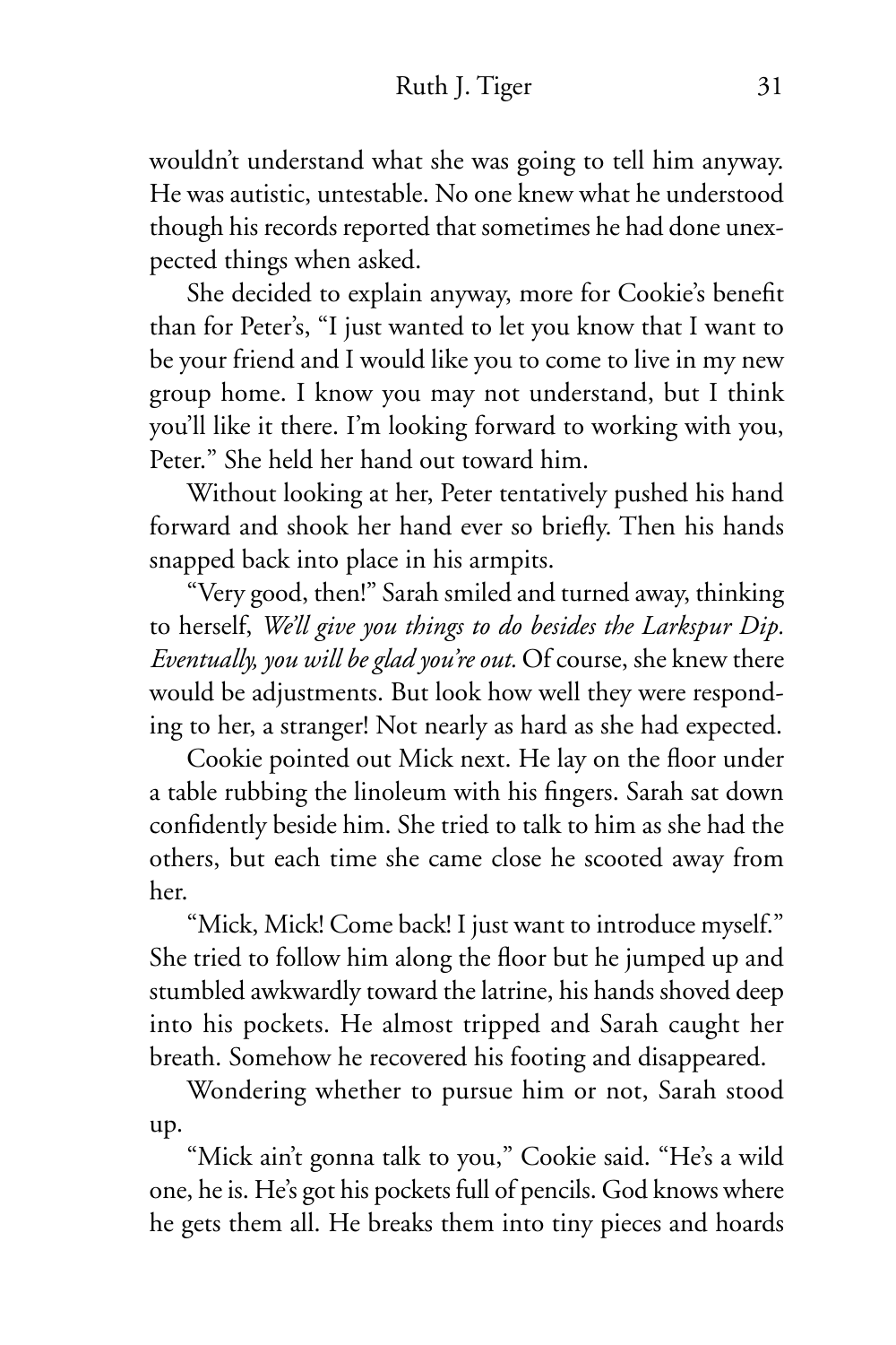wouldn't understand what she was going to tell him anyway. He was autistic, untestable. No one knew what he understood though his records reported that sometimes he had done unexpected things when asked.

She decided to explain anyway, more for Cookie's benefit than for Peter's, "I just wanted to let you know that I want to be your friend and I would like you to come to live in my new group home. I know you may not understand, but I think you'll like it there. I'm looking forward to working with you, Peter." She held her hand out toward him.

Without looking at her, Peter tentatively pushed his hand forward and shook her hand ever so briefly. Then his hands snapped back into place in his armpits.

"Very good, then!" Sarah smiled and turned away, thinking to herself, *We'll give you things to do besides the Larkspur Dip. Eventually, you will be glad you're out.* Of course, she knew there would be adjustments. But look how well they were responding to her, a stranger! Not nearly as hard as she had expected.

Cookie pointed out Mick next. He lay on the floor under a table rubbing the linoleum with his fingers. Sarah sat down confidently beside him. She tried to talk to him as she had the others, but each time she came close he scooted away from her.

"Mick, Mick! Come back! I just want to introduce myself." She tried to follow him along the floor but he jumped up and stumbled awkwardly toward the latrine, his hands shoved deep into his pockets. He almost tripped and Sarah caught her breath. Somehow he recovered his footing and disappeared.

Wondering whether to pursue him or not, Sarah stood up.

"Mick ain't gonna talk to you," Cookie said. "He's a wild one, he is. He's got his pockets full of pencils. God knows where he gets them all. He breaks them into tiny pieces and hoards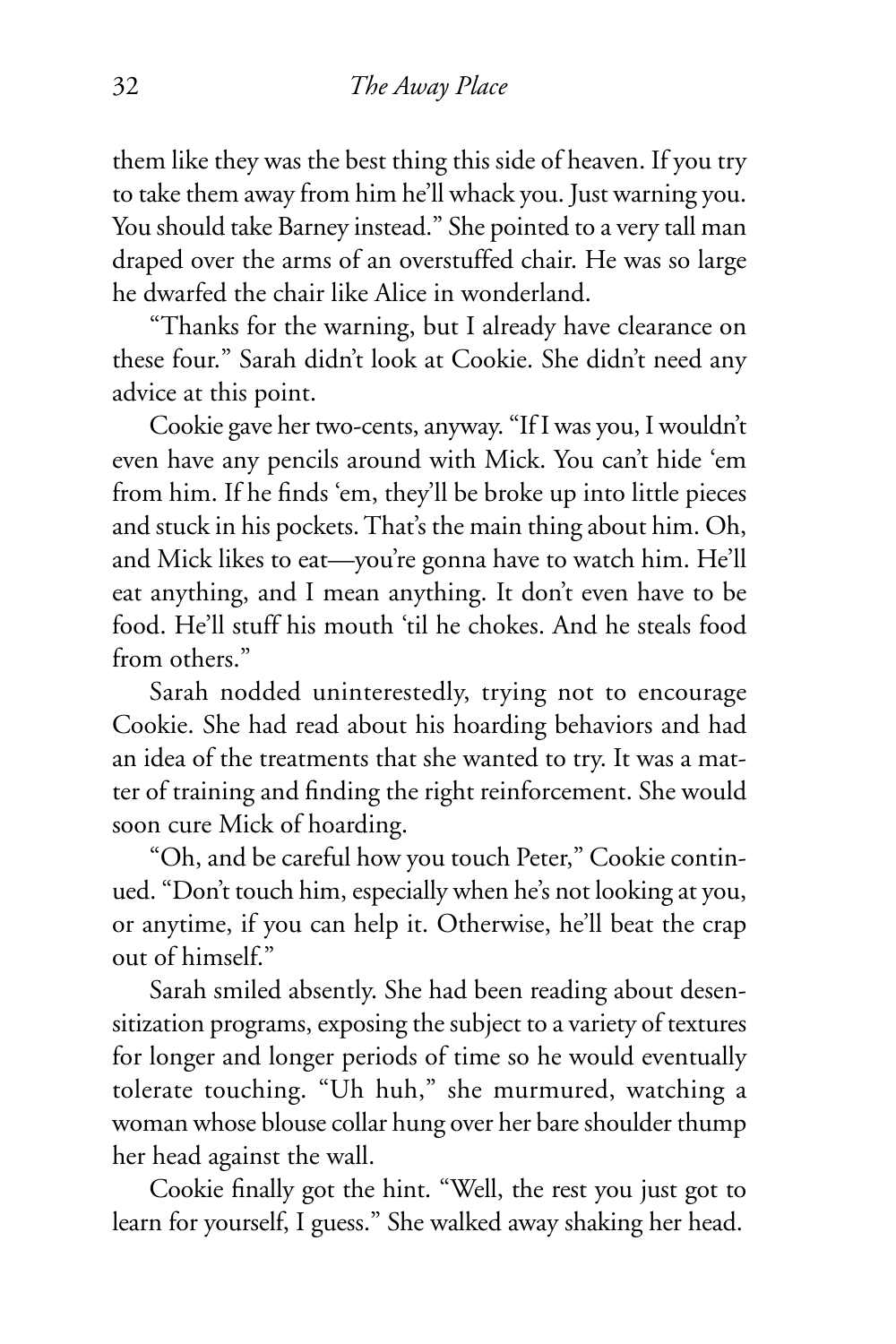them like they was the best thing this side of heaven. If you try to take them away from him he'll whack you. Just warning you. You should take Barney instead." She pointed to a very tall man draped over the arms of an overstuffed chair. He was so large he dwarfed the chair like Alice in wonderland.

"Thanks for the warning, but I already have clearance on these four." Sarah didn't look at Cookie. She didn't need any advice at this point.

Cookie gave her two-cents, anyway. "If I was you, I wouldn't even have any pencils around with Mick. You can't hide 'em from him. If he finds 'em, they'll be broke up into little pieces and stuck in his pockets. That's the main thing about him. Oh, and Mick likes to eat—you're gonna have to watch him. He'll eat anything, and I mean anything. It don't even have to be food. He'll stuff his mouth 'til he chokes. And he steals food from others."

Sarah nodded uninterestedly, trying not to encourage Cookie. She had read about his hoarding behaviors and had an idea of the treatments that she wanted to try. It was a matter of training and finding the right reinforcement. She would soon cure Mick of hoarding.

"Oh, and be careful how you touch Peter," Cookie continued. "Don't touch him, especially when he's not looking at you, or anytime, if you can help it. Otherwise, he'll beat the crap out of himself."

Sarah smiled absently. She had been reading about desensitization programs, exposing the subject to a variety of textures for longer and longer periods of time so he would eventually tolerate touching. "Uh huh," she murmured, watching a woman whose blouse collar hung over her bare shoulder thump her head against the wall.

Cookie finally got the hint. "Well, the rest you just got to learn for yourself, I guess." She walked away shaking her head.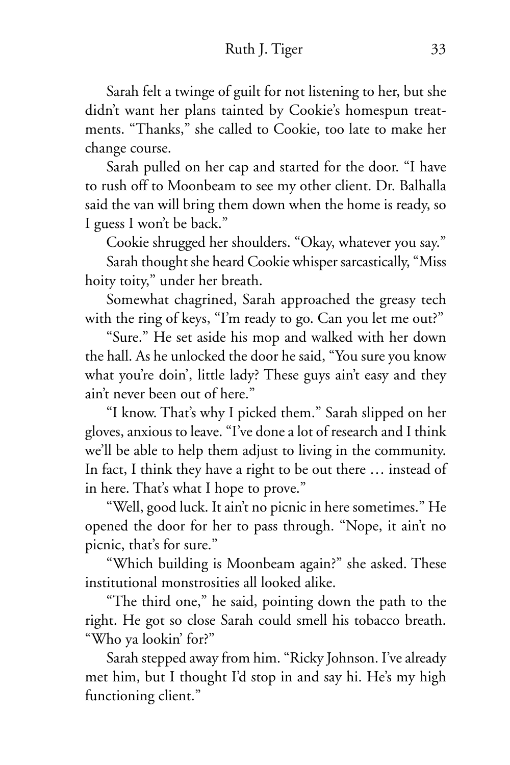Sarah felt a twinge of guilt for not listening to her, but she didn't want her plans tainted by Cookie's homespun treatments. "Thanks," she called to Cookie, too late to make her change course.

Sarah pulled on her cap and started for the door. "I have to rush off to Moonbeam to see my other client. Dr. Balhalla said the van will bring them down when the home is ready, so I guess I won't be back."

Cookie shrugged her shoulders. "Okay, whatever you say."

Sarah thought she heard Cookie whisper sarcastically, "Miss hoity toity," under her breath.

Somewhat chagrined, Sarah approached the greasy tech with the ring of keys, "I'm ready to go. Can you let me out?"

"Sure." He set aside his mop and walked with her down the hall. As he unlocked the door he said, "You sure you know what you're doin', little lady? These guys ain't easy and they ain't never been out of here."

"I know. That's why I picked them." Sarah slipped on her gloves, anxious to leave. "I've done a lot of research and I think we'll be able to help them adjust to living in the community. In fact, I think they have a right to be out there … instead of in here. That's what I hope to prove."

"Well, good luck. It ain't no picnic in here sometimes." He opened the door for her to pass through. "Nope, it ain't no picnic, that's for sure."

"Which building is Moonbeam again?" she asked. These institutional monstrosities all looked alike.

"The third one," he said, pointing down the path to the right. He got so close Sarah could smell his tobacco breath. "Who ya lookin' for?"

Sarah stepped away from him. "Ricky Johnson. I've already met him, but I thought I'd stop in and say hi. He's my high functioning client."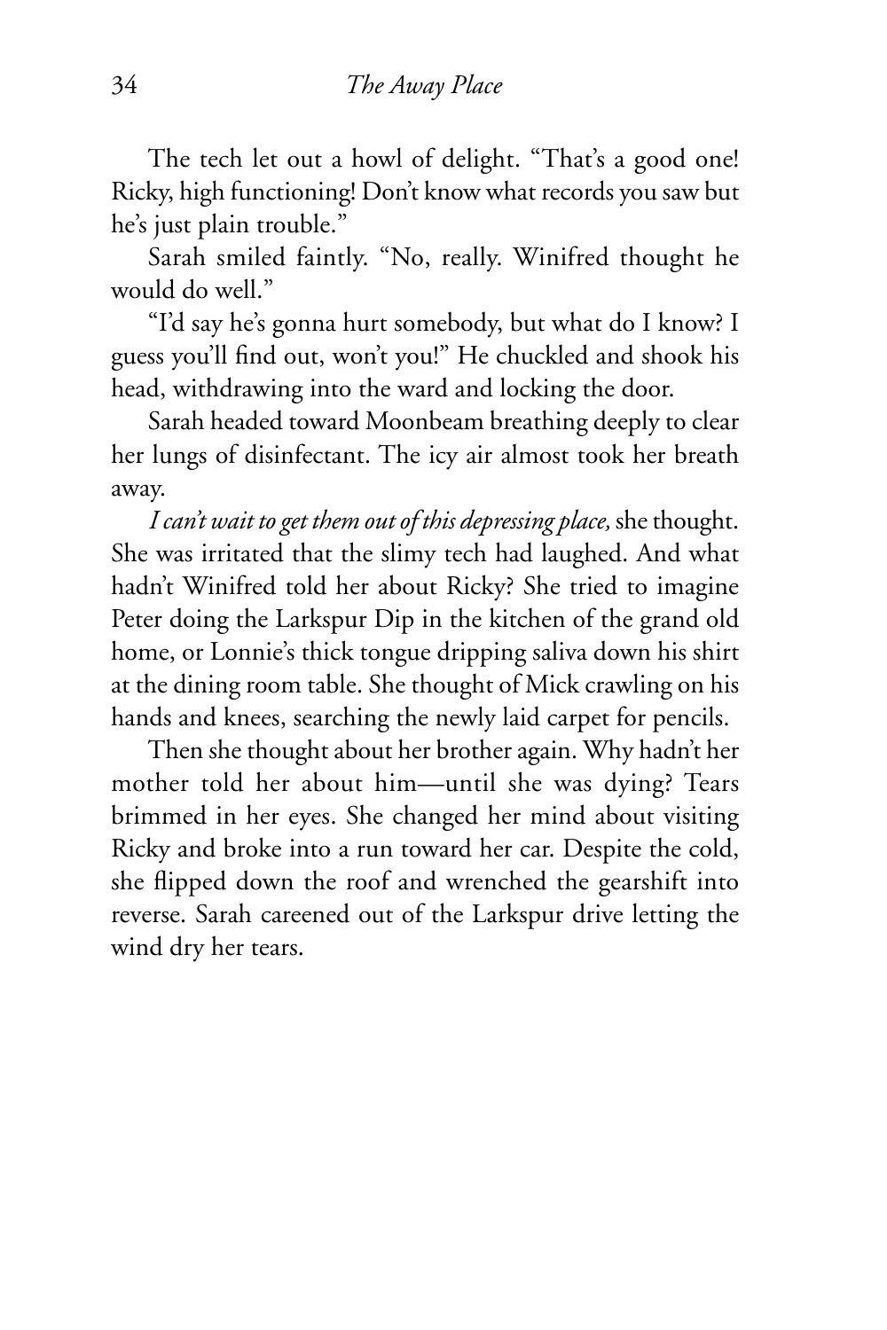The tech let out a howl of delight. "That's a good one! Ricky, high functioning! Don't know what records you saw but he's just plain trouble."

Sarah smiled faintly. "No, really. Winifred thought he would do well."

"I'd say he's gonna hurt somebody, but what do I know? I guess you'll find out, won't you!" He chuckled and shook his head, withdrawing into the ward and locking the door.

Sarah headed toward Moonbeam breathing deeply to clear her lungs of disinfectant. The icy air almost took her breath away.

*I can't wait to get them out of this depressing place,* she thought. She was irritated that the slimy tech had laughed. And what hadn't Winifred told her about Ricky? She tried to imagine Peter doing the Larkspur Dip in the kitchen of the grand old home, or Lonnie's thick tongue dripping saliva down his shirt at the dining room table. She thought of Mick crawling on his hands and knees, searching the newly laid carpet for pencils.

Then she thought about her brother again. Why hadn't her mother told her about him—until she was dying? Tears brimmed in her eyes. She changed her mind about visiting Ricky and broke into a run toward her car. Despite the cold, she flipped down the roof and wrenched the gearshift into reverse. Sarah careened out of the Larkspur drive letting the wind dry her tears.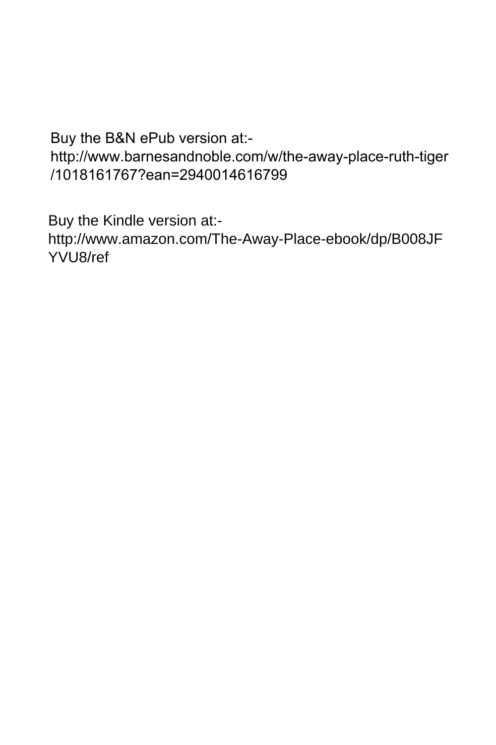Buy the B&N ePub version at:-
http://www.barnesandnoble.com/w/the-away-place-ruth-tiger
/1018161767?ean=2940014616799

Buy the Kindle version at:-
http://www.amazon.com/The-Away-Place-ebook/dp/B008JF
YVU8/ref